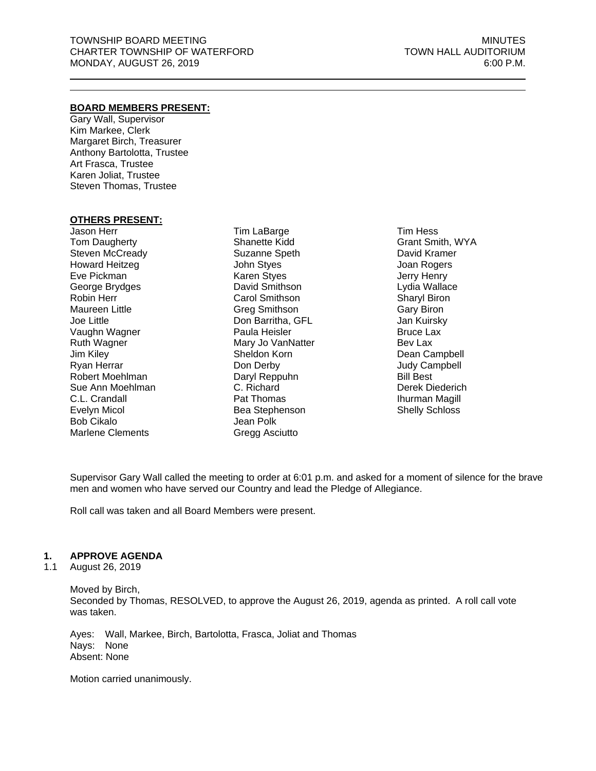TOWNSHIP BOARD MEETING
CHARTER TOWNSHIP OF WATERFORD
MONDAY, AUGUST 26, 2019

MINUTES
TOWN HALL AUDITORIUM
6:00 P.M.

---

**BOARD MEMBERS PRESENT:**

Gary Wall, Supervisor
Kim Markee, Clerk
Margaret Birch, Treasurer
Anthony Bartolotta, Trustee
Art Frasca, Trustee
Karen Joliat, Trustee
Steven Thomas, Trustee

**OTHERS PRESENT:**

Jason Herr
Tom Daugherty
Steven McCready
Howard Heitzeg
Eve Pickman
George Brydges
Robin Herr
Maureen Little
Joe Little
Vaughn Wagner
Ruth Wagner
Jim Kiley
Ryan Herrar
Robert Moehlman
Sue Ann Moehlman
C.L. Crandall
Evelyn Micol
Bob Cikalo
Marlene Clements
Tim LaBarge
Shanette Kidd
Suzanne Speth
John Styes
Karen Styes
David Smithson
Carol Smithson
Greg Smithson
Don Barritha, GFL
Paula Heisler
Mary Jo VanNatter
Sheldon Korn
Don Derby
Daryl Reppuhn
C. Richard
Pat Thomas
Bea Stephenson
Jean Polk
Gregg Asciutto
Tim Hess
Grant Smith, WYA
David Kramer
Joan Rogers
Jerry Henry
Lydia Wallace
Sharyl Biron
Gary Biron
Jan Kuirsky
Bruce Lax
Bev Lax
Dean Campbell
Judy Campbell
Bill Best
Derek Diederich
Ihurman Magill
Shelly Schloss

Supervisor Gary Wall called the meeting to order at 6:01 p.m. and asked for a moment of silence for the brave men and women who have served our Country and lead the Pledge of Allegiance.

Roll call was taken and all Board Members were present.

## 1. APPROVE AGENDA

1.1 August 26, 2019

Moved by Birch,
Seconded by Thomas, RESOLVED, to approve the August 26, 2019, agenda as printed. A roll call vote was taken.

Ayes: Wall, Markee, Birch, Bartolotta, Frasca, Joliat and Thomas
Nays: None
Absent: None

Motion carried unanimously.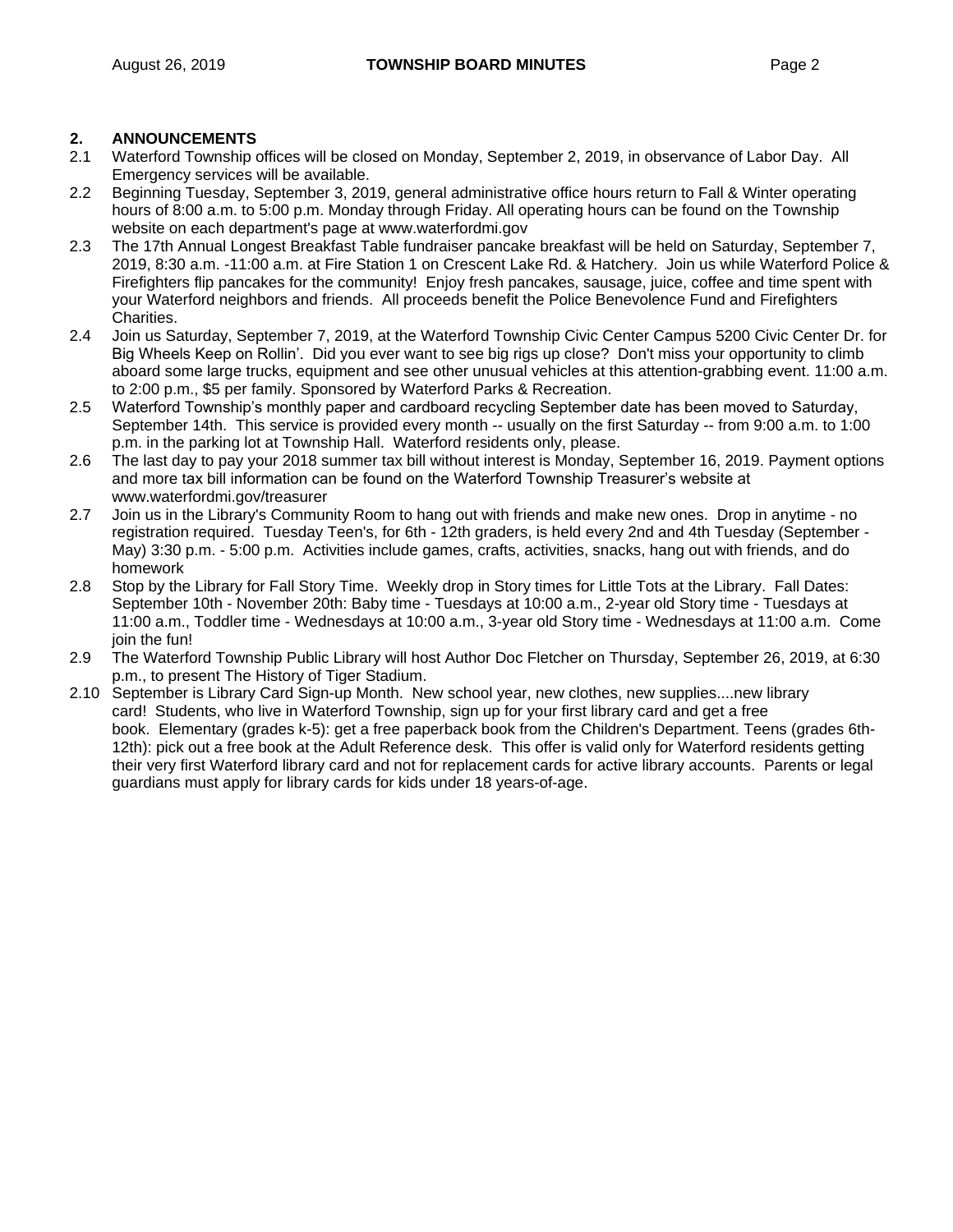## 2. ANNOUNCEMENTS

2.1 Waterford Township offices will be closed on Monday, September 2, 2019, in observance of Labor Day. All Emergency services will be available.

2.2 Beginning Tuesday, September 3, 2019, general administrative office hours return to Fall & Winter operating hours of 8:00 a.m. to 5:00 p.m. Monday through Friday. All operating hours can be found on the Township website on each department's page at www.waterfordmi.gov

2.3 The 17th Annual Longest Breakfast Table fundraiser pancake breakfast will be held on Saturday, September 7, 2019, 8:30 a.m. -11:00 a.m. at Fire Station 1 on Crescent Lake Rd. & Hatchery. Join us while Waterford Police & Firefighters flip pancakes for the community! Enjoy fresh pancakes, sausage, juice, coffee and time spent with your Waterford neighbors and friends. All proceeds benefit the Police Benevolence Fund and Firefighters Charities.

2.4 Join us Saturday, September 7, 2019, at the Waterford Township Civic Center Campus 5200 Civic Center Dr. for Big Wheels Keep on Rollin'. Did you ever want to see big rigs up close? Don't miss your opportunity to climb aboard some large trucks, equipment and see other unusual vehicles at this attention-grabbing event. 11:00 a.m. to 2:00 p.m., $5 per family. Sponsored by Waterford Parks & Recreation.

2.5 Waterford Township's monthly paper and cardboard recycling September date has been moved to Saturday, September 14th. This service is provided every month -- usually on the first Saturday -- from 9:00 a.m. to 1:00 p.m. in the parking lot at Township Hall. Waterford residents only, please.

2.6 The last day to pay your 2018 summer tax bill without interest is Monday, September 16, 2019. Payment options and more tax bill information can be found on the Waterford Township Treasurer's website at www.waterfordmi.gov/treasurer

2.7 Join us in the Library's Community Room to hang out with friends and make new ones. Drop in anytime - no registration required. Tuesday Teen's, for 6th - 12th graders, is held every 2nd and 4th Tuesday (September - May) 3:30 p.m. - 5:00 p.m. Activities include games, crafts, activities, snacks, hang out with friends, and do homework

2.8 Stop by the Library for Fall Story Time. Weekly drop in Story times for Little Tots at the Library. Fall Dates: September 10th - November 20th: Baby time - Tuesdays at 10:00 a.m., 2-year old Story time - Tuesdays at 11:00 a.m., Toddler time - Wednesdays at 10:00 a.m., 3-year old Story time - Wednesdays at 11:00 a.m. Come join the fun!

2.9 The Waterford Township Public Library will host Author Doc Fletcher on Thursday, September 26, 2019, at 6:30 p.m., to present The History of Tiger Stadium.

2.10 September is Library Card Sign-up Month. New school year, new clothes, new supplies....new library card! Students, who live in Waterford Township, sign up for your first library card and get a free book. Elementary (grades k-5): get a free paperback book from the Children's Department. Teens (grades 6th-12th): pick out a free book at the Adult Reference desk. This offer is valid only for Waterford residents getting their very first Waterford library card and not for replacement cards for active library accounts. Parents or legal guardians must apply for library cards for kids under 18 years-of-age.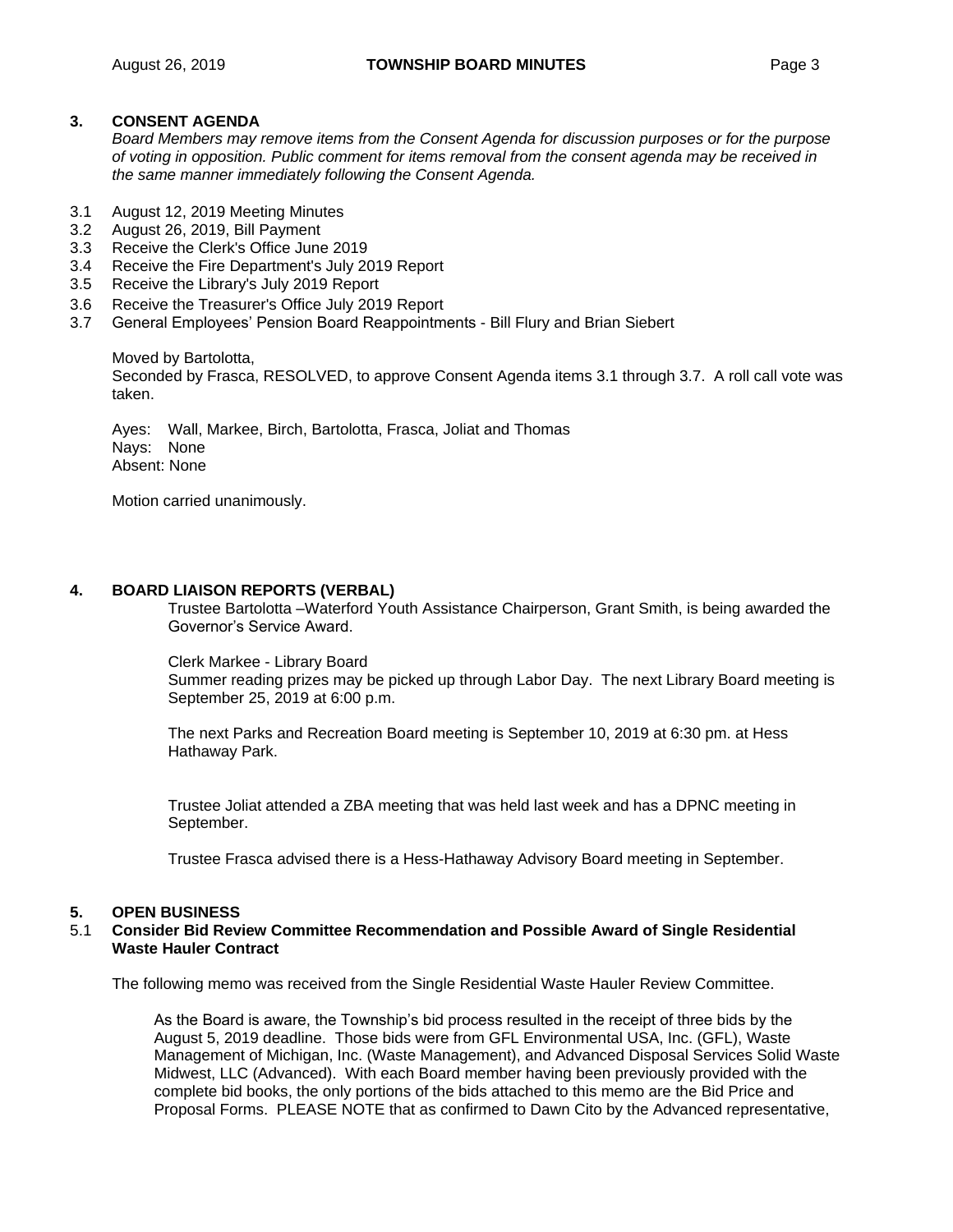## 3. CONSENT AGENDA

*Board Members may remove items from the Consent Agenda for discussion purposes or for the purpose of voting in opposition. Public comment for items removal from the consent agenda may be received in the same manner immediately following the Consent Agenda.*

3.1 August 12, 2019 Meeting Minutes
3.2 August 26, 2019, Bill Payment
3.3 Receive the Clerk's Office June 2019
3.4 Receive the Fire Department's July 2019 Report
3.5 Receive the Library's July 2019 Report
3.6 Receive the Treasurer's Office July 2019 Report
3.7 General Employees' Pension Board Reappointments - Bill Flury and Brian Siebert

Moved by Bartolotta,
Seconded by Frasca, RESOLVED, to approve Consent Agenda items 3.1 through 3.7. A roll call vote was taken.

Ayes: Wall, Markee, Birch, Bartolotta, Frasca, Joliat and Thomas
Nays: None
Absent: None

Motion carried unanimously.

## 4. BOARD LIAISON REPORTS (VERBAL)

Trustee Bartolotta –Waterford Youth Assistance Chairperson, Grant Smith, is being awarded the Governor's Service Award.

Clerk Markee - Library Board
Summer reading prizes may be picked up through Labor Day. The next Library Board meeting is September 25, 2019 at 6:00 p.m.

The next Parks and Recreation Board meeting is September 10, 2019 at 6:30 pm. at Hess Hathaway Park.

Trustee Joliat attended a ZBA meeting that was held last week and has a DPNC meeting in September.

Trustee Frasca advised there is a Hess-Hathaway Advisory Board meeting in September.

## 5. OPEN BUSINESS

### 5.1 Consider Bid Review Committee Recommendation and Possible Award of Single Residential Waste Hauler Contract

The following memo was received from the Single Residential Waste Hauler Review Committee.

As the Board is aware, the Township's bid process resulted in the receipt of three bids by the August 5, 2019 deadline. Those bids were from GFL Environmental USA, Inc. (GFL), Waste Management of Michigan, Inc. (Waste Management), and Advanced Disposal Services Solid Waste Midwest, LLC (Advanced). With each Board member having been previously provided with the complete bid books, the only portions of the bids attached to this memo are the Bid Price and Proposal Forms. PLEASE NOTE that as confirmed to Dawn Cito by the Advanced representative,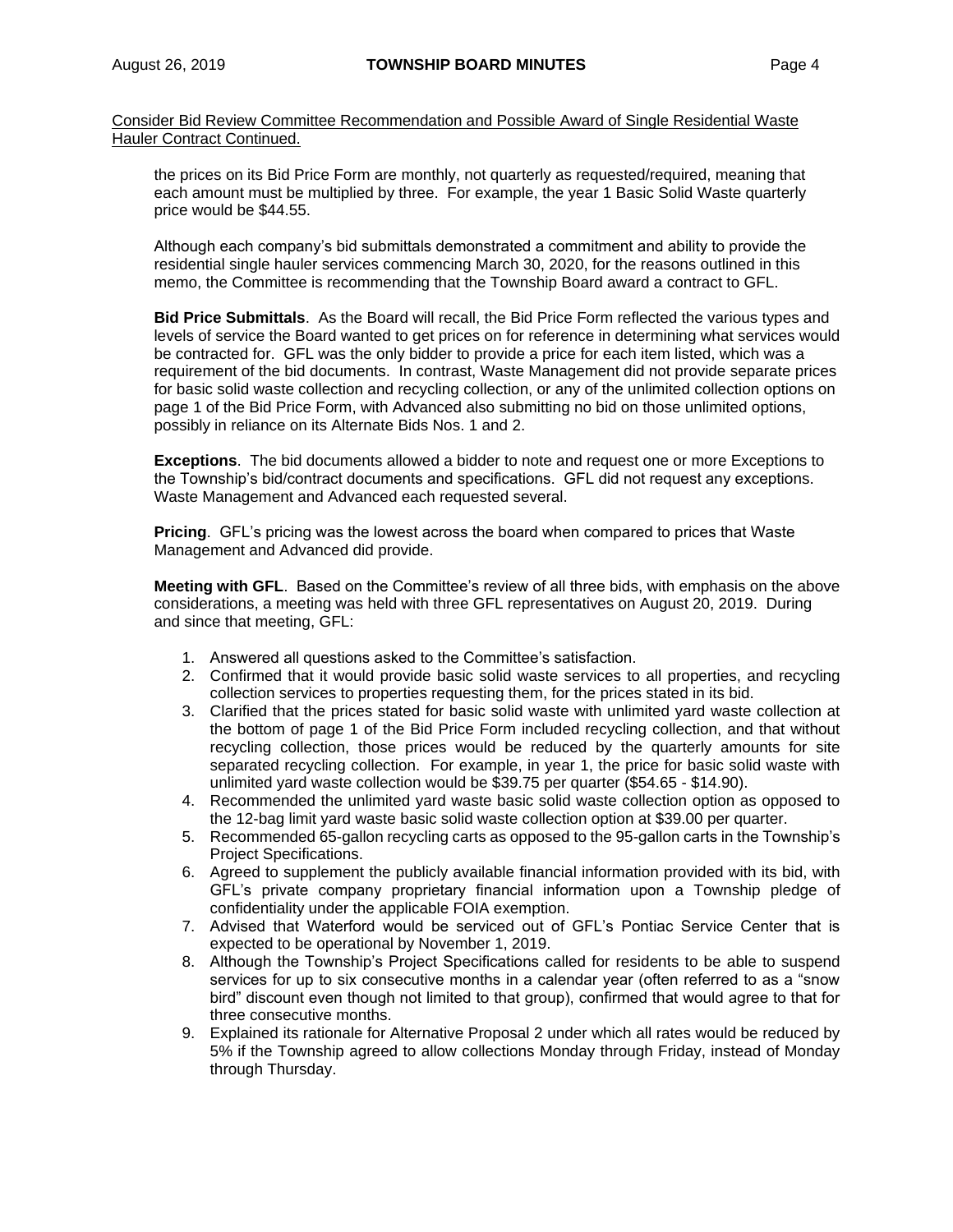Consider Bid Review Committee Recommendation and Possible Award of Single Residential Waste Hauler Contract Continued.

the prices on its Bid Price Form are monthly, not quarterly as requested/required, meaning that each amount must be multiplied by three. For example, the year 1 Basic Solid Waste quarterly price would be $44.55.

Although each company's bid submittals demonstrated a commitment and ability to provide the residential single hauler services commencing March 30, 2020, for the reasons outlined in this memo, the Committee is recommending that the Township Board award a contract to GFL.

**Bid Price Submittals**. As the Board will recall, the Bid Price Form reflected the various types and levels of service the Board wanted to get prices on for reference in determining what services would be contracted for. GFL was the only bidder to provide a price for each item listed, which was a requirement of the bid documents. In contrast, Waste Management did not provide separate prices for basic solid waste collection and recycling collection, or any of the unlimited collection options on page 1 of the Bid Price Form, with Advanced also submitting no bid on those unlimited options, possibly in reliance on its Alternate Bids Nos. 1 and 2.

**Exceptions**. The bid documents allowed a bidder to note and request one or more Exceptions to the Township's bid/contract documents and specifications. GFL did not request any exceptions. Waste Management and Advanced each requested several.

**Pricing**. GFL's pricing was the lowest across the board when compared to prices that Waste Management and Advanced did provide.

**Meeting with GFL**. Based on the Committee's review of all three bids, with emphasis on the above considerations, a meeting was held with three GFL representatives on August 20, 2019. During and since that meeting, GFL:

1. Answered all questions asked to the Committee's satisfaction.
2. Confirmed that it would provide basic solid waste services to all properties, and recycling collection services to properties requesting them, for the prices stated in its bid.
3. Clarified that the prices stated for basic solid waste with unlimited yard waste collection at the bottom of page 1 of the Bid Price Form included recycling collection, and that without recycling collection, those prices would be reduced by the quarterly amounts for site separated recycling collection. For example, in year 1, the price for basic solid waste with unlimited yard waste collection would be $39.75 per quarter ($54.65 - $14.90).
4. Recommended the unlimited yard waste basic solid waste collection option as opposed to the 12-bag limit yard waste basic solid waste collection option at $39.00 per quarter.
5. Recommended 65-gallon recycling carts as opposed to the 95-gallon carts in the Township's Project Specifications.
6. Agreed to supplement the publicly available financial information provided with its bid, with GFL's private company proprietary financial information upon a Township pledge of confidentiality under the applicable FOIA exemption.
7. Advised that Waterford would be serviced out of GFL's Pontiac Service Center that is expected to be operational by November 1, 2019.
8. Although the Township's Project Specifications called for residents to be able to suspend services for up to six consecutive months in a calendar year (often referred to as a "snow bird" discount even though not limited to that group), confirmed that would agree to that for three consecutive months.
9. Explained its rationale for Alternative Proposal 2 under which all rates would be reduced by 5% if the Township agreed to allow collections Monday through Friday, instead of Monday through Thursday.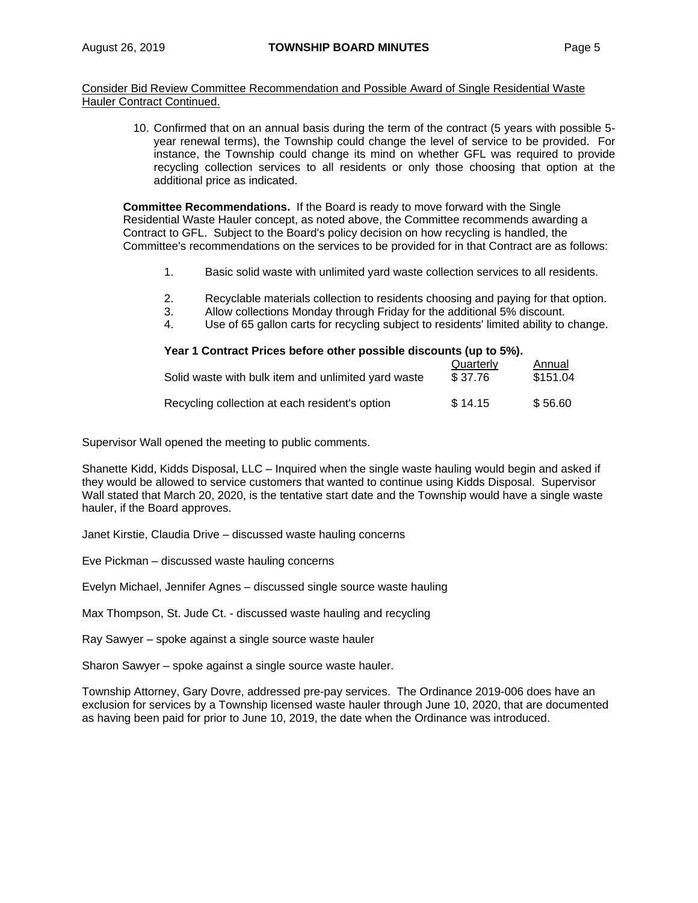Consider Bid Review Committee Recommendation and Possible Award of Single Residential Waste Hauler Contract Continued.

10. Confirmed that on an annual basis during the term of the contract (5 years with possible 5-year renewal terms), the Township could change the level of service to be provided. For instance, the Township could change its mind on whether GFL was required to provide recycling collection services to all residents or only those choosing that option at the additional price as indicated.

**Committee Recommendations.** If the Board is ready to move forward with the Single Residential Waste Hauler concept, as noted above, the Committee recommends awarding a Contract to GFL. Subject to the Board's policy decision on how recycling is handled, the Committee's recommendations on the services to be provided for in that Contract are as follows:

1. Basic solid waste with unlimited yard waste collection services to all residents.
2. Recyclable materials collection to residents choosing and paying for that option.
3. Allow collections Monday through Friday for the additional 5% discount.
4. Use of 65 gallon carts for recycling subject to residents' limited ability to change.

**Year 1 Contract Prices before other possible discounts (up to 5%).**

| | Quarterly | Annual |
|---|---|---|
| Solid waste with bulk item and unlimited yard waste | $ 37.76 | $151.04 |
| Recycling collection at each resident's option | $ 14.15 | $ 56.60 |

Supervisor Wall opened the meeting to public comments.

Shanette Kidd, Kidds Disposal, LLC – Inquired when the single waste hauling would begin and asked if they would be allowed to service customers that wanted to continue using Kidds Disposal. Supervisor Wall stated that March 20, 2020, is the tentative start date and the Township would have a single waste hauler, if the Board approves.

Janet Kirstie, Claudia Drive – discussed waste hauling concerns

Eve Pickman – discussed waste hauling concerns

Evelyn Michael, Jennifer Agnes – discussed single source waste hauling

Max Thompson, St. Jude Ct. - discussed waste hauling and recycling

Ray Sawyer – spoke against a single source waste hauler

Sharon Sawyer – spoke against a single source waste hauler.

Township Attorney, Gary Dovre, addressed pre-pay services. The Ordinance 2019-006 does have an exclusion for services by a Township licensed waste hauler through June 10, 2020, that are documented as having been paid for prior to June 10, 2019, the date when the Ordinance was introduced.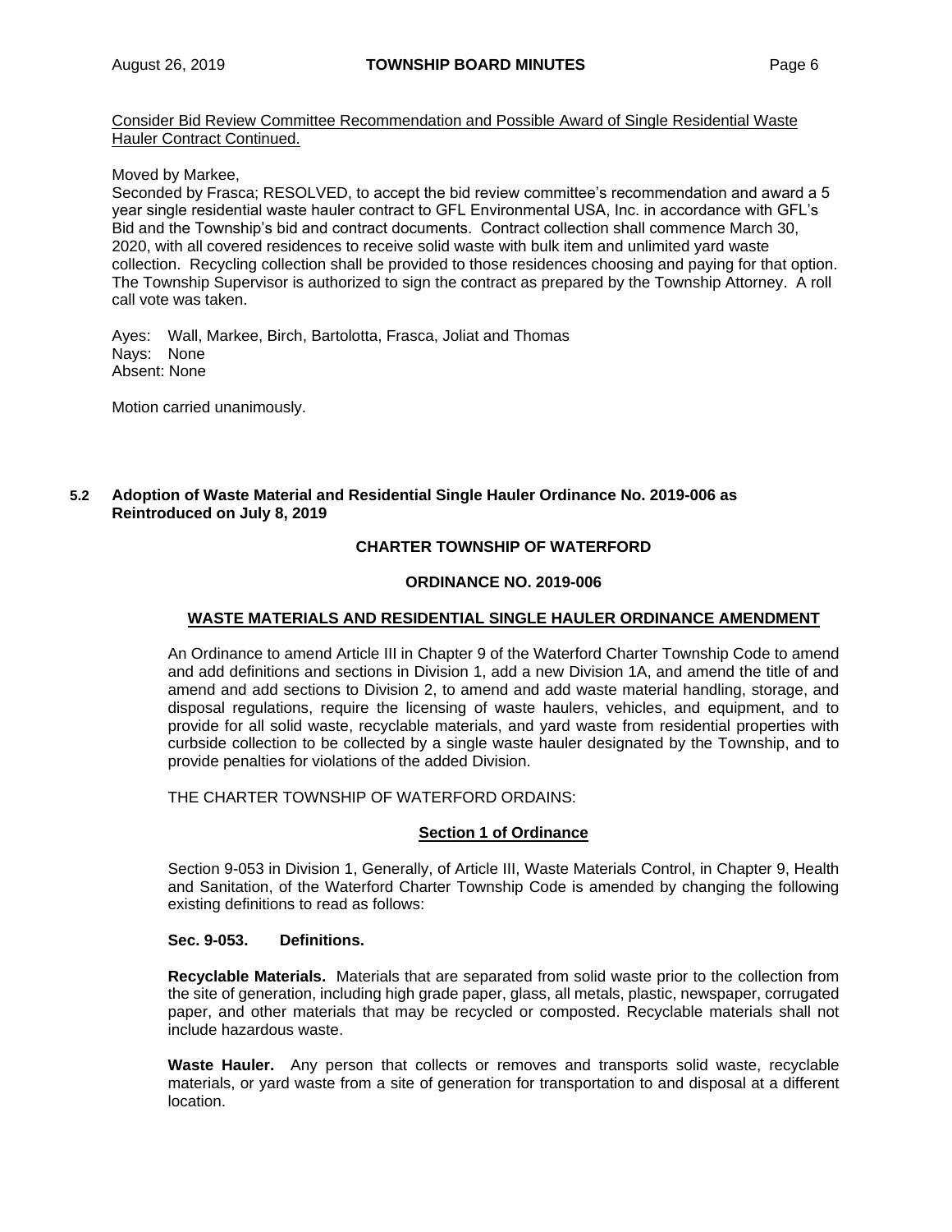Consider Bid Review Committee Recommendation and Possible Award of Single Residential Waste Hauler Contract Continued.

Moved by Markee,

Seconded by Frasca; RESOLVED, to accept the bid review committee's recommendation and award a 5 year single residential waste hauler contract to GFL Environmental USA, Inc. in accordance with GFL's Bid and the Township's bid and contract documents. Contract collection shall commence March 30, 2020, with all covered residences to receive solid waste with bulk item and unlimited yard waste collection. Recycling collection shall be provided to those residences choosing and paying for that option. The Township Supervisor is authorized to sign the contract as prepared by the Township Attorney. A roll call vote was taken.

Ayes: Wall, Markee, Birch, Bartolotta, Frasca, Joliat and Thomas
Nays: None
Absent: None

Motion carried unanimously.

**5.2 Adoption of Waste Material and Residential Single Hauler Ordinance No. 2019-006 as Reintroduced on July 8, 2019**

**CHARTER TOWNSHIP OF WATERFORD**

**ORDINANCE NO. 2019-006**

**WASTE MATERIALS AND RESIDENTIAL SINGLE HAULER ORDINANCE AMENDMENT**

An Ordinance to amend Article III in Chapter 9 of the Waterford Charter Township Code to amend and add definitions and sections in Division 1, add a new Division 1A, and amend the title of and amend and add sections to Division 2, to amend and add waste material handling, storage, and disposal regulations, require the licensing of waste haulers, vehicles, and equipment, and to provide for all solid waste, recyclable materials, and yard waste from residential properties with curbside collection to be collected by a single waste hauler designated by the Township, and to provide penalties for violations of the added Division.

THE CHARTER TOWNSHIP OF WATERFORD ORDAINS:

**Section 1 of Ordinance**

Section 9-053 in Division 1, Generally, of Article III, Waste Materials Control, in Chapter 9, Health and Sanitation, of the Waterford Charter Township Code is amended by changing the following existing definitions to read as follows:

**Sec. 9-053. Definitions.**

**Recyclable Materials.** Materials that are separated from solid waste prior to the collection from the site of generation, including high grade paper, glass, all metals, plastic, newspaper, corrugated paper, and other materials that may be recycled or composted. Recyclable materials shall not include hazardous waste.

**Waste Hauler.** Any person that collects or removes and transports solid waste, recyclable materials, or yard waste from a site of generation for transportation to and disposal at a different location.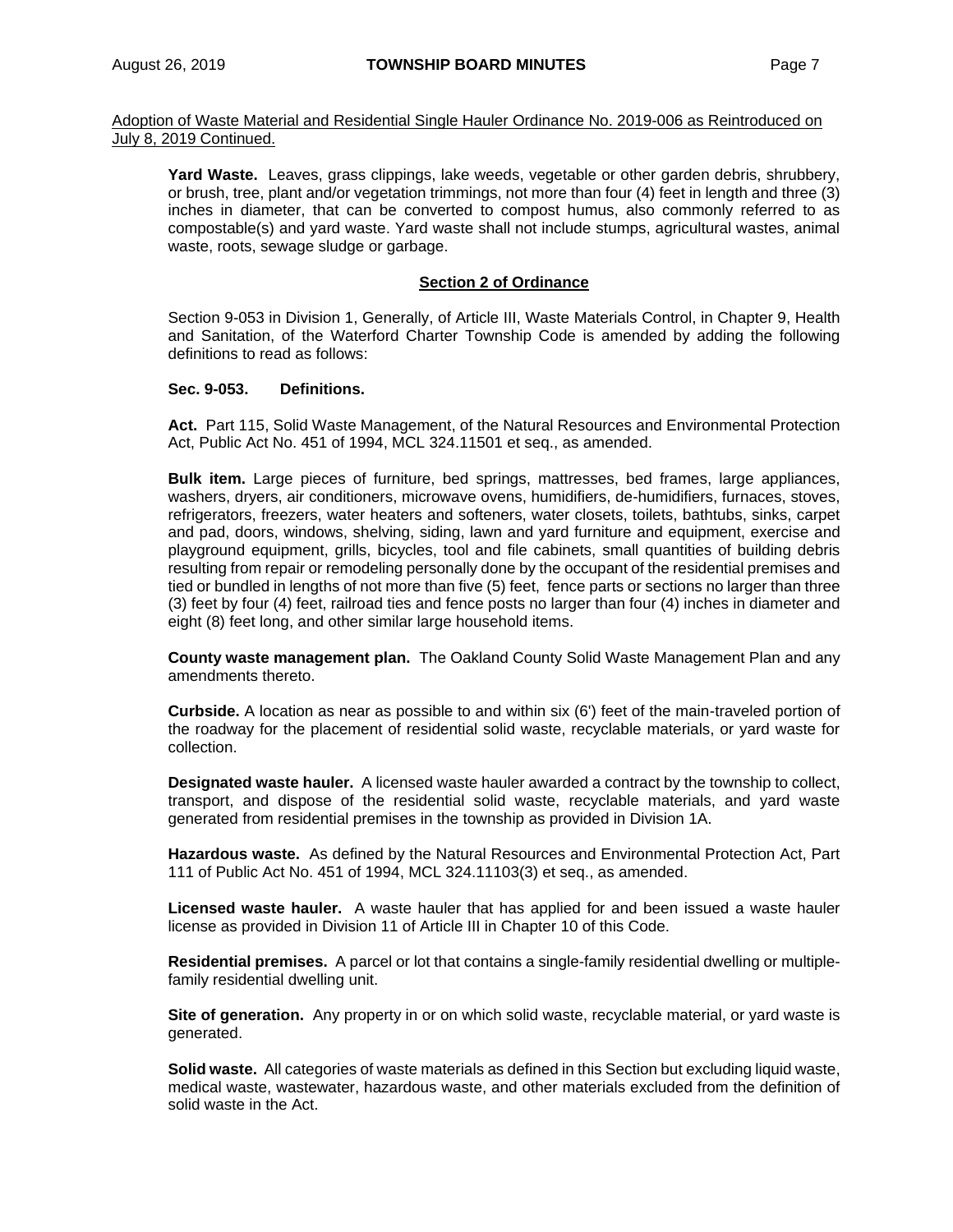Adoption of Waste Material and Residential Single Hauler Ordinance No. 2019-006 as Reintroduced on July 8, 2019 Continued.

**Yard Waste.** Leaves, grass clippings, lake weeds, vegetable or other garden debris, shrubbery, or brush, tree, plant and/or vegetation trimmings, not more than four (4) feet in length and three (3) inches in diameter, that can be converted to compost humus, also commonly referred to as compostable(s) and yard waste. Yard waste shall not include stumps, agricultural wastes, animal waste, roots, sewage sludge or garbage.

**Section 2 of Ordinance**

Section 9-053 in Division 1, Generally, of Article III, Waste Materials Control, in Chapter 9, Health and Sanitation, of the Waterford Charter Township Code is amended by adding the following definitions to read as follows:

**Sec. 9-053. Definitions.**

**Act.** Part 115, Solid Waste Management, of the Natural Resources and Environmental Protection Act, Public Act No. 451 of 1994, MCL 324.11501 et seq., as amended.

**Bulk item.** Large pieces of furniture, bed springs, mattresses, bed frames, large appliances, washers, dryers, air conditioners, microwave ovens, humidifiers, de-humidifiers, furnaces, stoves, refrigerators, freezers, water heaters and softeners, water closets, toilets, bathtubs, sinks, carpet and pad, doors, windows, shelving, siding, lawn and yard furniture and equipment, exercise and playground equipment, grills, bicycles, tool and file cabinets, small quantities of building debris resulting from repair or remodeling personally done by the occupant of the residential premises and tied or bundled in lengths of not more than five (5) feet, fence parts or sections no larger than three (3) feet by four (4) feet, railroad ties and fence posts no larger than four (4) inches in diameter and eight (8) feet long, and other similar large household items.

**County waste management plan.** The Oakland County Solid Waste Management Plan and any amendments thereto.

**Curbside.** A location as near as possible to and within six (6') feet of the main-traveled portion of the roadway for the placement of residential solid waste, recyclable materials, or yard waste for collection.

**Designated waste hauler.** A licensed waste hauler awarded a contract by the township to collect, transport, and dispose of the residential solid waste, recyclable materials, and yard waste generated from residential premises in the township as provided in Division 1A.

**Hazardous waste.** As defined by the Natural Resources and Environmental Protection Act, Part 111 of Public Act No. 451 of 1994, MCL 324.11103(3) et seq., as amended.

**Licensed waste hauler.** A waste hauler that has applied for and been issued a waste hauler license as provided in Division 11 of Article III in Chapter 10 of this Code.

**Residential premises.** A parcel or lot that contains a single-family residential dwelling or multiple-family residential dwelling unit.

**Site of generation.** Any property in or on which solid waste, recyclable material, or yard waste is generated.

**Solid waste.** All categories of waste materials as defined in this Section but excluding liquid waste, medical waste, wastewater, hazardous waste, and other materials excluded from the definition of solid waste in the Act.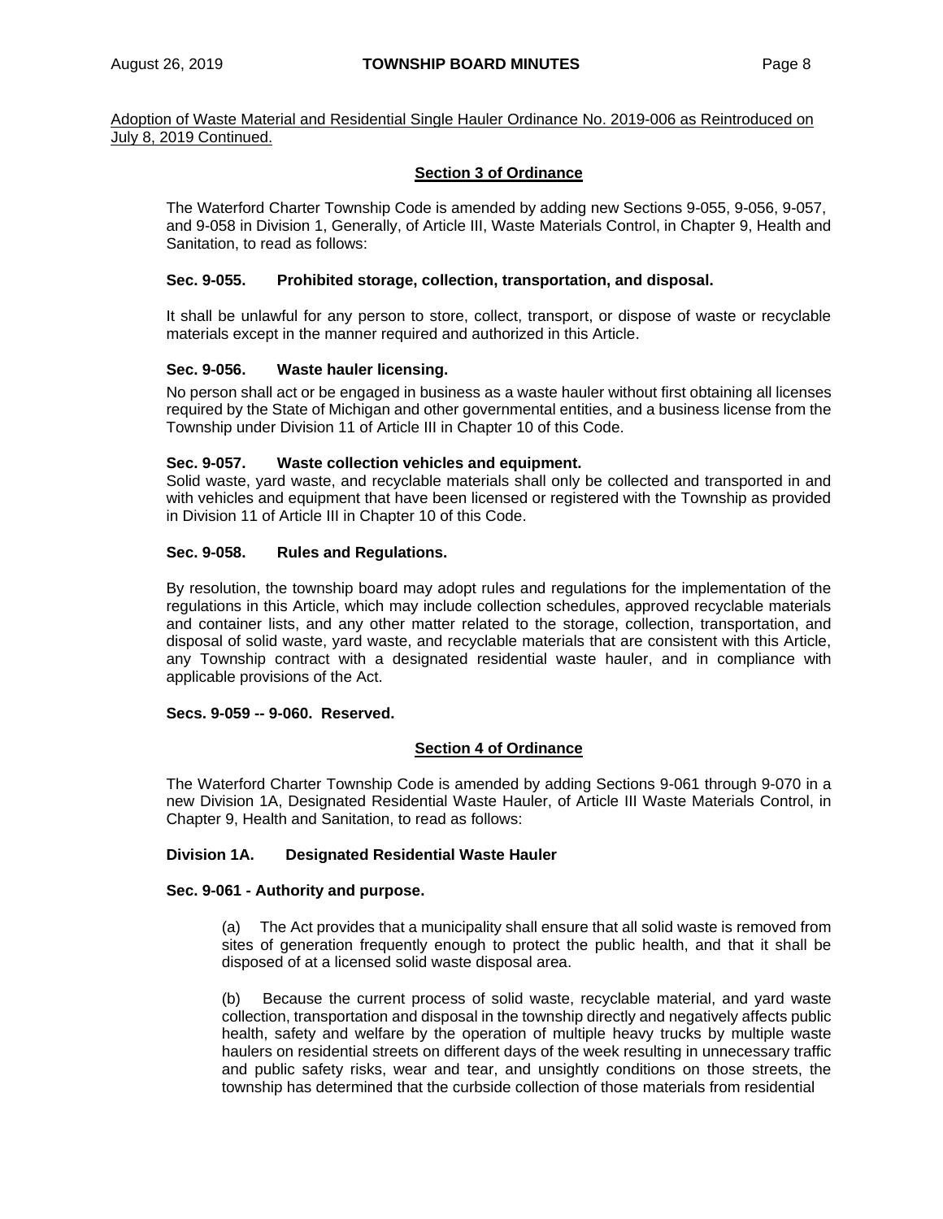Adoption of Waste Material and Residential Single Hauler Ordinance No. 2019-006 as Reintroduced on July 8, 2019 Continued.

**Section 3 of Ordinance**

The Waterford Charter Township Code is amended by adding new Sections 9-055, 9-056, 9-057, and 9-058 in Division 1, Generally, of Article III, Waste Materials Control, in Chapter 9, Health and Sanitation, to read as follows:

**Sec. 9-055. Prohibited storage, collection, transportation, and disposal.**

It shall be unlawful for any person to store, collect, transport, or dispose of waste or recyclable materials except in the manner required and authorized in this Article.

**Sec. 9-056. Waste hauler licensing.**

No person shall act or be engaged in business as a waste hauler without first obtaining all licenses required by the State of Michigan and other governmental entities, and a business license from the Township under Division 11 of Article III in Chapter 10 of this Code.

**Sec. 9-057. Waste collection vehicles and equipment.**

Solid waste, yard waste, and recyclable materials shall only be collected and transported in and with vehicles and equipment that have been licensed or registered with the Township as provided in Division 11 of Article III in Chapter 10 of this Code.

**Sec. 9-058. Rules and Regulations.**

By resolution, the township board may adopt rules and regulations for the implementation of the regulations in this Article, which may include collection schedules, approved recyclable materials and container lists, and any other matter related to the storage, collection, transportation, and disposal of solid waste, yard waste, and recyclable materials that are consistent with this Article, any Township contract with a designated residential waste hauler, and in compliance with applicable provisions of the Act.

**Secs. 9-059 -- 9-060. Reserved.**

**Section 4 of Ordinance**

The Waterford Charter Township Code is amended by adding Sections 9-061 through 9-070 in a new Division 1A, Designated Residential Waste Hauler, of Article III Waste Materials Control, in Chapter 9, Health and Sanitation, to read as follows:

**Division 1A. Designated Residential Waste Hauler**

**Sec. 9-061 - Authority and purpose.**

(a) The Act provides that a municipality shall ensure that all solid waste is removed from sites of generation frequently enough to protect the public health, and that it shall be disposed of at a licensed solid waste disposal area.

(b) Because the current process of solid waste, recyclable material, and yard waste collection, transportation and disposal in the township directly and negatively affects public health, safety and welfare by the operation of multiple heavy trucks by multiple waste haulers on residential streets on different days of the week resulting in unnecessary traffic and public safety risks, wear and tear, and unsightly conditions on those streets, the township has determined that the curbside collection of those materials from residential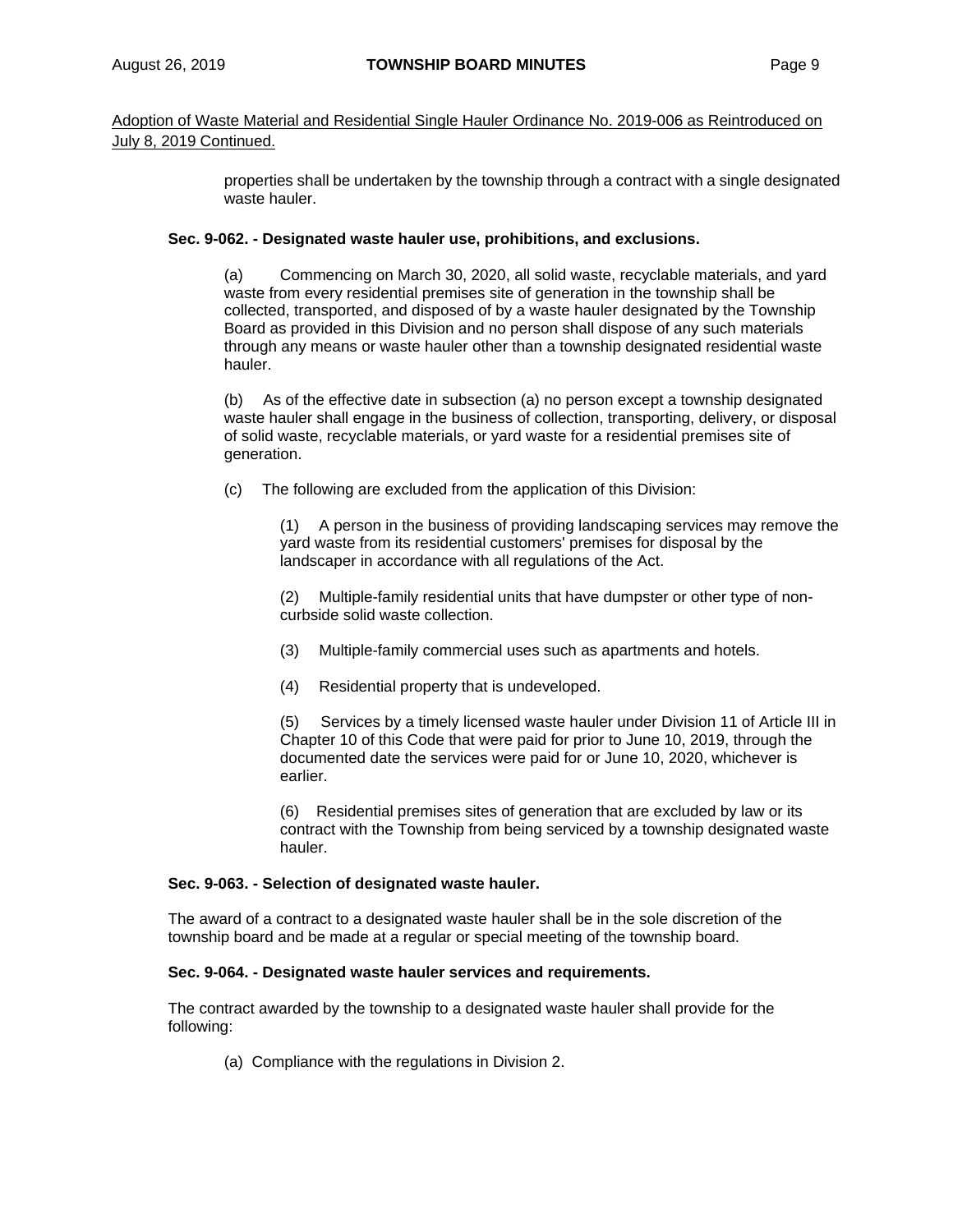Adoption of Waste Material and Residential Single Hauler Ordinance No. 2019-006 as Reintroduced on July 8, 2019 Continued.

properties shall be undertaken by the township through a contract with a single designated waste hauler.

**Sec. 9-062. - Designated waste hauler use, prohibitions, and exclusions.**

(a) Commencing on March 30, 2020, all solid waste, recyclable materials, and yard waste from every residential premises site of generation in the township shall be collected, transported, and disposed of by a waste hauler designated by the Township Board as provided in this Division and no person shall dispose of any such materials through any means or waste hauler other than a township designated residential waste hauler.

(b) As of the effective date in subsection (a) no person except a township designated waste hauler shall engage in the business of collection, transporting, delivery, or disposal of solid waste, recyclable materials, or yard waste for a residential premises site of generation.

(c) The following are excluded from the application of this Division:

(1) A person in the business of providing landscaping services may remove the yard waste from its residential customers' premises for disposal by the landscaper in accordance with all regulations of the Act.

(2) Multiple-family residential units that have dumpster or other type of non-curbside solid waste collection.

(3) Multiple-family commercial uses such as apartments and hotels.

(4) Residential property that is undeveloped.

(5) Services by a timely licensed waste hauler under Division 11 of Article III in Chapter 10 of this Code that were paid for prior to June 10, 2019, through the documented date the services were paid for or June 10, 2020, whichever is earlier.

(6) Residential premises sites of generation that are excluded by law or its contract with the Township from being serviced by a township designated waste hauler.

**Sec. 9-063. - Selection of designated waste hauler.**

The award of a contract to a designated waste hauler shall be in the sole discretion of the township board and be made at a regular or special meeting of the township board.

**Sec. 9-064. - Designated waste hauler services and requirements.**

The contract awarded by the township to a designated waste hauler shall provide for the following:

(a) Compliance with the regulations in Division 2.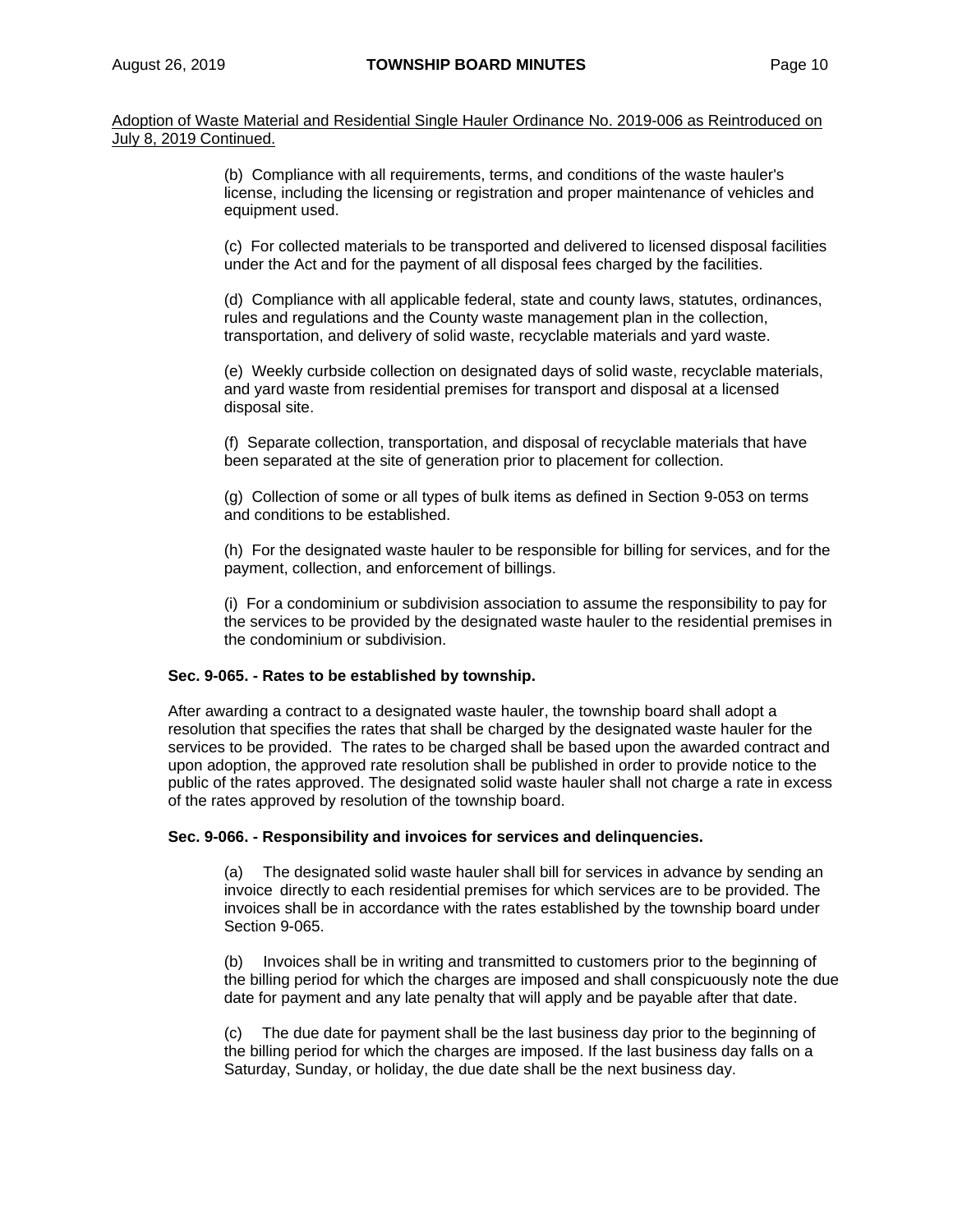Adoption of Waste Material and Residential Single Hauler Ordinance No. 2019-006 as Reintroduced on July 8, 2019 Continued.

(b) Compliance with all requirements, terms, and conditions of the waste hauler's license, including the licensing or registration and proper maintenance of vehicles and equipment used.

(c) For collected materials to be transported and delivered to licensed disposal facilities under the Act and for the payment of all disposal fees charged by the facilities.

(d) Compliance with all applicable federal, state and county laws, statutes, ordinances, rules and regulations and the County waste management plan in the collection, transportation, and delivery of solid waste, recyclable materials and yard waste.

(e) Weekly curbside collection on designated days of solid waste, recyclable materials, and yard waste from residential premises for transport and disposal at a licensed disposal site.

(f) Separate collection, transportation, and disposal of recyclable materials that have been separated at the site of generation prior to placement for collection.

(g) Collection of some or all types of bulk items as defined in Section 9-053 on terms and conditions to be established.

(h) For the designated waste hauler to be responsible for billing for services, and for the payment, collection, and enforcement of billings.

(i) For a condominium or subdivision association to assume the responsibility to pay for the services to be provided by the designated waste hauler to the residential premises in the condominium or subdivision.

**Sec. 9-065. - Rates to be established by township.**

After awarding a contract to a designated waste hauler, the township board shall adopt a resolution that specifies the rates that shall be charged by the designated waste hauler for the services to be provided. The rates to be charged shall be based upon the awarded contract and upon adoption, the approved rate resolution shall be published in order to provide notice to the public of the rates approved. The designated solid waste hauler shall not charge a rate in excess of the rates approved by resolution of the township board.

**Sec. 9-066. - Responsibility and invoices for services and delinquencies.**

(a) The designated solid waste hauler shall bill for services in advance by sending an invoice directly to each residential premises for which services are to be provided. The invoices shall be in accordance with the rates established by the township board under Section 9-065.

(b) Invoices shall be in writing and transmitted to customers prior to the beginning of the billing period for which the charges are imposed and shall conspicuously note the due date for payment and any late penalty that will apply and be payable after that date.

(c) The due date for payment shall be the last business day prior to the beginning of the billing period for which the charges are imposed. If the last business day falls on a Saturday, Sunday, or holiday, the due date shall be the next business day.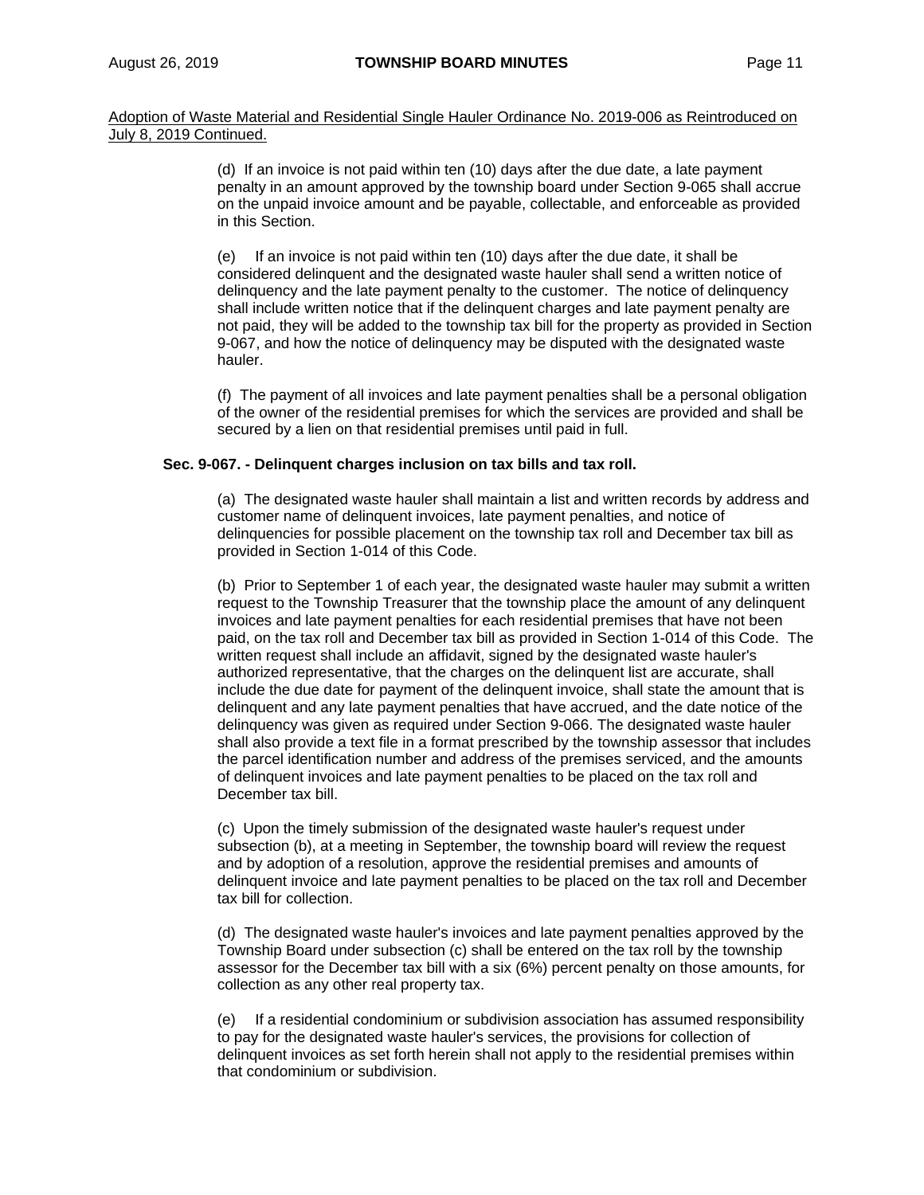Adoption of Waste Material and Residential Single Hauler Ordinance No. 2019-006 as Reintroduced on July 8, 2019 Continued.

(d) If an invoice is not paid within ten (10) days after the due date, a late payment penalty in an amount approved by the township board under Section 9-065 shall accrue on the unpaid invoice amount and be payable, collectable, and enforceable as provided in this Section.

(e) If an invoice is not paid within ten (10) days after the due date, it shall be considered delinquent and the designated waste hauler shall send a written notice of delinquency and the late payment penalty to the customer. The notice of delinquency shall include written notice that if the delinquent charges and late payment penalty are not paid, they will be added to the township tax bill for the property as provided in Section 9-067, and how the notice of delinquency may be disputed with the designated waste hauler.

(f) The payment of all invoices and late payment penalties shall be a personal obligation of the owner of the residential premises for which the services are provided and shall be secured by a lien on that residential premises until paid in full.

**Sec. 9-067. - Delinquent charges inclusion on tax bills and tax roll.**

(a) The designated waste hauler shall maintain a list and written records by address and customer name of delinquent invoices, late payment penalties, and notice of delinquencies for possible placement on the township tax roll and December tax bill as provided in Section 1-014 of this Code.

(b) Prior to September 1 of each year, the designated waste hauler may submit a written request to the Township Treasurer that the township place the amount of any delinquent invoices and late payment penalties for each residential premises that have not been paid, on the tax roll and December tax bill as provided in Section 1-014 of this Code. The written request shall include an affidavit, signed by the designated waste hauler's authorized representative, that the charges on the delinquent list are accurate, shall include the due date for payment of the delinquent invoice, shall state the amount that is delinquent and any late payment penalties that have accrued, and the date notice of the delinquency was given as required under Section 9-066. The designated waste hauler shall also provide a text file in a format prescribed by the township assessor that includes the parcel identification number and address of the premises serviced, and the amounts of delinquent invoices and late payment penalties to be placed on the tax roll and December tax bill.

(c) Upon the timely submission of the designated waste hauler's request under subsection (b), at a meeting in September, the township board will review the request and by adoption of a resolution, approve the residential premises and amounts of delinquent invoice and late payment penalties to be placed on the tax roll and December tax bill for collection.

(d) The designated waste hauler's invoices and late payment penalties approved by the Township Board under subsection (c) shall be entered on the tax roll by the township assessor for the December tax bill with a six (6%) percent penalty on those amounts, for collection as any other real property tax.

(e) If a residential condominium or subdivision association has assumed responsibility to pay for the designated waste hauler's services, the provisions for collection of delinquent invoices as set forth herein shall not apply to the residential premises within that condominium or subdivision.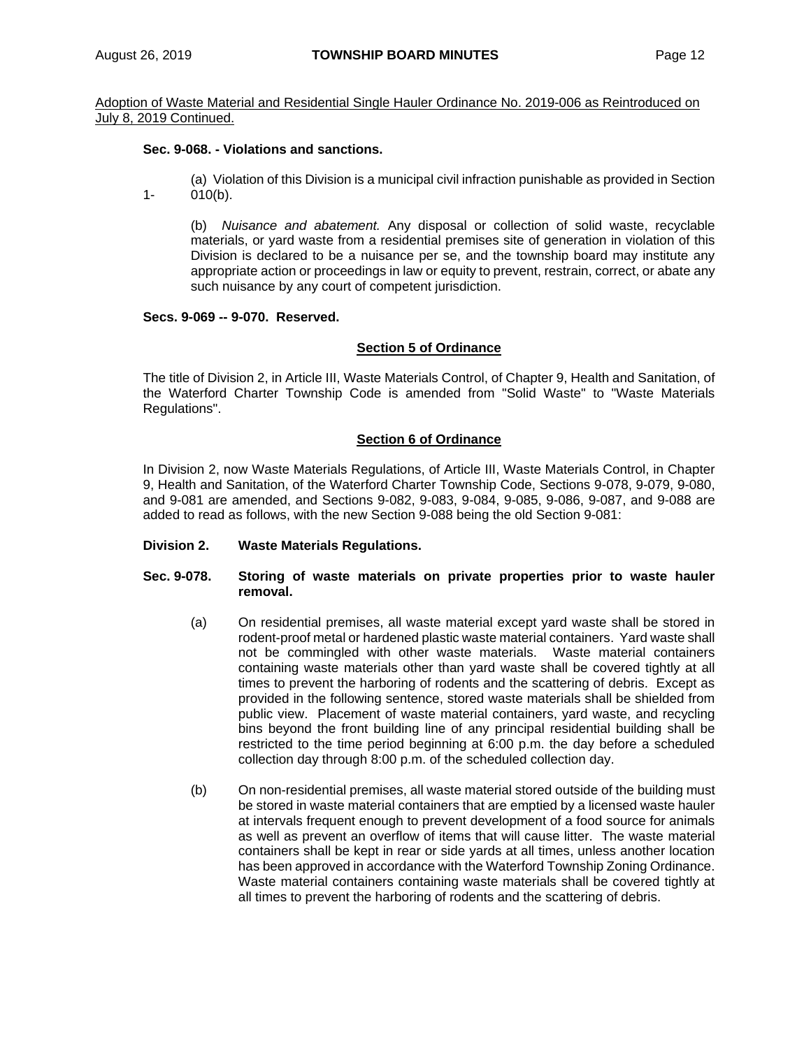Adoption of Waste Material and Residential Single Hauler Ordinance No. 2019-006 as Reintroduced on July 8, 2019 Continued.

**Sec. 9-068. - Violations and sanctions.**

(a) Violation of this Division is a municipal civil infraction punishable as provided in Section 1-010(b).

(b) *Nuisance and abatement.* Any disposal or collection of solid waste, recyclable materials, or yard waste from a residential premises site of generation in violation of this Division is declared to be a nuisance per se, and the township board may institute any appropriate action or proceedings in law or equity to prevent, restrain, correct, or abate any such nuisance by any court of competent jurisdiction.

**Secs. 9-069 -- 9-070. Reserved.**

**Section 5 of Ordinance**

The title of Division 2, in Article III, Waste Materials Control, of Chapter 9, Health and Sanitation, of the Waterford Charter Township Code is amended from "Solid Waste" to "Waste Materials Regulations".

**Section 6 of Ordinance**

In Division 2, now Waste Materials Regulations, of Article III, Waste Materials Control, in Chapter 9, Health and Sanitation, of the Waterford Charter Township Code, Sections 9-078, 9-079, 9-080, and 9-081 are amended, and Sections 9-082, 9-083, 9-084, 9-085, 9-086, 9-087, and 9-088 are added to read as follows, with the new Section 9-088 being the old Section 9-081:

**Division 2. Waste Materials Regulations.**

**Sec. 9-078. Storing of waste materials on private properties prior to waste hauler removal.**

(a) On residential premises, all waste material except yard waste shall be stored in rodent-proof metal or hardened plastic waste material containers. Yard waste shall not be commingled with other waste materials. Waste material containers containing waste materials other than yard waste shall be covered tightly at all times to prevent the harboring of rodents and the scattering of debris. Except as provided in the following sentence, stored waste materials shall be shielded from public view. Placement of waste material containers, yard waste, and recycling bins beyond the front building line of any principal residential building shall be restricted to the time period beginning at 6:00 p.m. the day before a scheduled collection day through 8:00 p.m. of the scheduled collection day.

(b) On non-residential premises, all waste material stored outside of the building must be stored in waste material containers that are emptied by a licensed waste hauler at intervals frequent enough to prevent development of a food source for animals as well as prevent an overflow of items that will cause litter. The waste material containers shall be kept in rear or side yards at all times, unless another location has been approved in accordance with the Waterford Township Zoning Ordinance. Waste material containers containing waste materials shall be covered tightly at all times to prevent the harboring of rodents and the scattering of debris.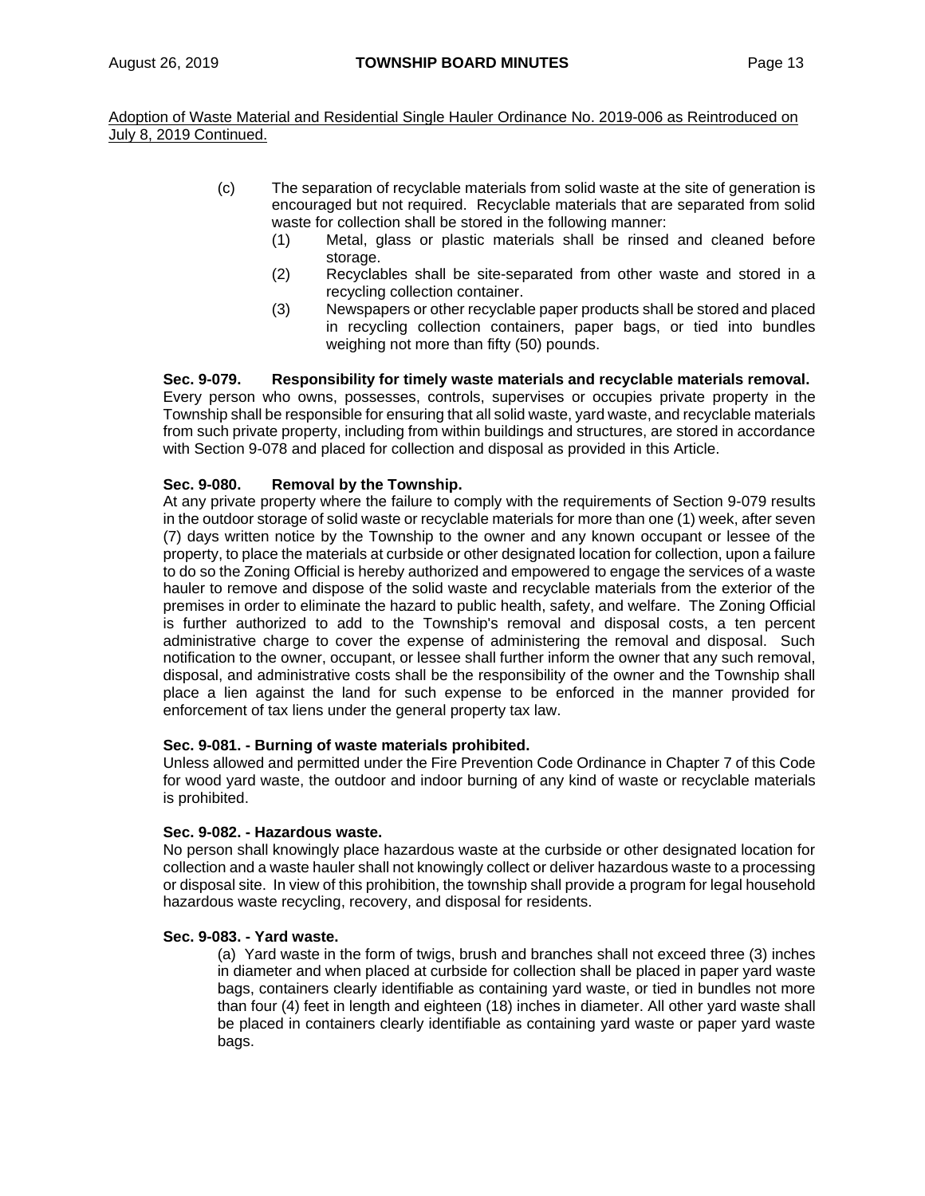Adoption of Waste Material and Residential Single Hauler Ordinance No. 2019-006 as Reintroduced on July 8, 2019 Continued.

(c) The separation of recyclable materials from solid waste at the site of generation is encouraged but not required. Recyclable materials that are separated from solid waste for collection shall be stored in the following manner:

  (1) Metal, glass or plastic materials shall be rinsed and cleaned before storage.

  (2) Recyclables shall be site-separated from other waste and stored in a recycling collection container.

  (3) Newspapers or other recyclable paper products shall be stored and placed in recycling collection containers, paper bags, or tied into bundles weighing not more than fifty (50) pounds.

**Sec. 9-079. Responsibility for timely waste materials and recyclable materials removal.**
Every person who owns, possesses, controls, supervises or occupies private property in the Township shall be responsible for ensuring that all solid waste, yard waste, and recyclable materials from such private property, including from within buildings and structures, are stored in accordance with Section 9-078 and placed for collection and disposal as provided in this Article.

**Sec. 9-080. Removal by the Township.**
At any private property where the failure to comply with the requirements of Section 9-079 results in the outdoor storage of solid waste or recyclable materials for more than one (1) week, after seven (7) days written notice by the Township to the owner and any known occupant or lessee of the property, to place the materials at curbside or other designated location for collection, upon a failure to do so the Zoning Official is hereby authorized and empowered to engage the services of a waste hauler to remove and dispose of the solid waste and recyclable materials from the exterior of the premises in order to eliminate the hazard to public health, safety, and welfare. The Zoning Official is further authorized to add to the Township's removal and disposal costs, a ten percent administrative charge to cover the expense of administering the removal and disposal. Such notification to the owner, occupant, or lessee shall further inform the owner that any such removal, disposal, and administrative costs shall be the responsibility of the owner and the Township shall place a lien against the land for such expense to be enforced in the manner provided for enforcement of tax liens under the general property tax law.

**Sec. 9-081. - Burning of waste materials prohibited.**
Unless allowed and permitted under the Fire Prevention Code Ordinance in Chapter 7 of this Code for wood yard waste, the outdoor and indoor burning of any kind of waste or recyclable materials is prohibited.

**Sec. 9-082. - Hazardous waste.**
No person shall knowingly place hazardous waste at the curbside or other designated location for collection and a waste hauler shall not knowingly collect or deliver hazardous waste to a processing or disposal site. In view of this prohibition, the township shall provide a program for legal household hazardous waste recycling, recovery, and disposal for residents.

**Sec. 9-083. - Yard waste.**

(a) Yard waste in the form of twigs, brush and branches shall not exceed three (3) inches in diameter and when placed at curbside for collection shall be placed in paper yard waste bags, containers clearly identifiable as containing yard waste, or tied in bundles not more than four (4) feet in length and eighteen (18) inches in diameter. All other yard waste shall be placed in containers clearly identifiable as containing yard waste or paper yard waste bags.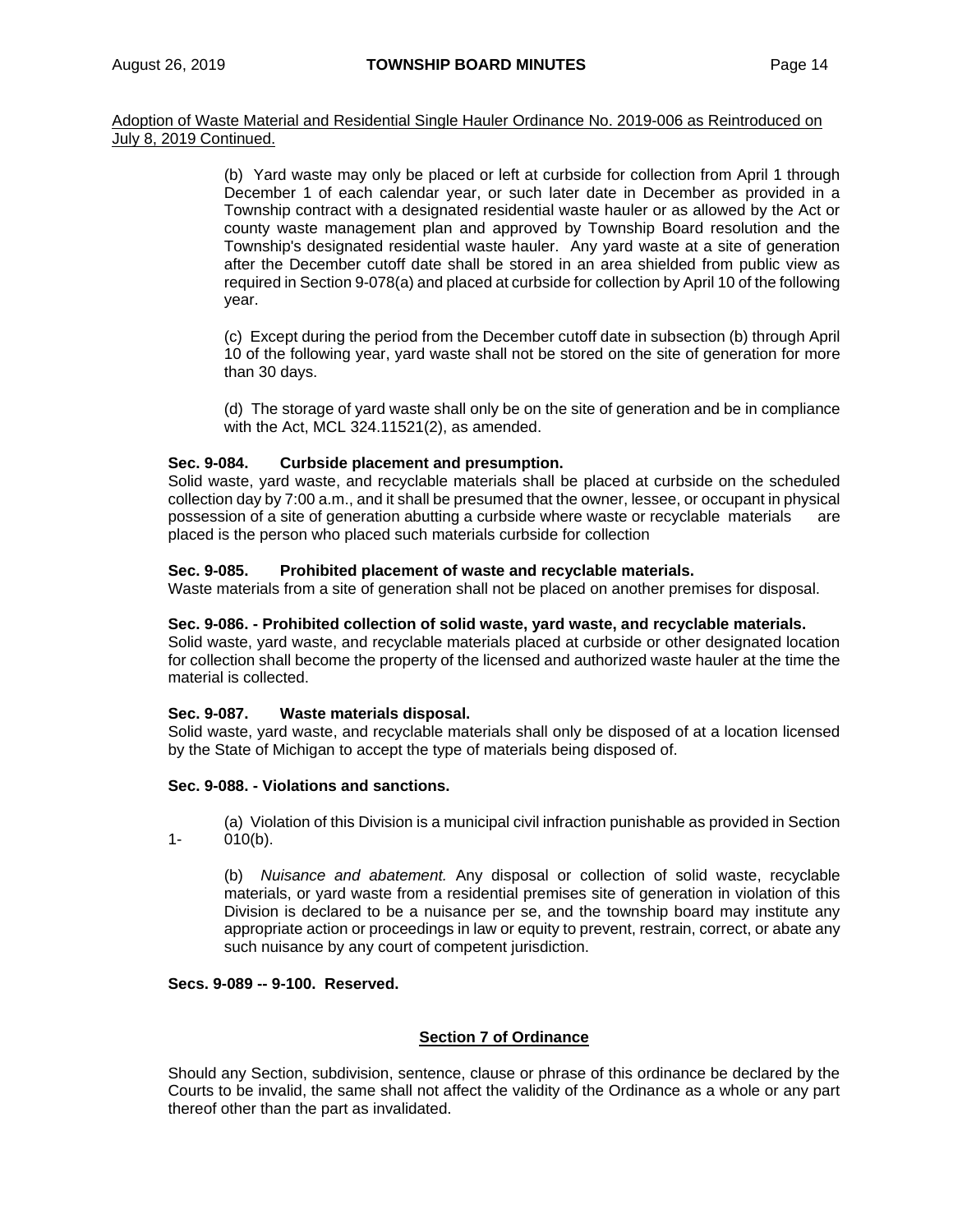Adoption of Waste Material and Residential Single Hauler Ordinance No. 2019-006 as Reintroduced on July 8, 2019 Continued.

(b) Yard waste may only be placed or left at curbside for collection from April 1 through December 1 of each calendar year, or such later date in December as provided in a Township contract with a designated residential waste hauler or as allowed by the Act or county waste management plan and approved by Township Board resolution and the Township's designated residential waste hauler. Any yard waste at a site of generation after the December cutoff date shall be stored in an area shielded from public view as required in Section 9-078(a) and placed at curbside for collection by April 10 of the following year.

(c) Except during the period from the December cutoff date in subsection (b) through April 10 of the following year, yard waste shall not be stored on the site of generation for more than 30 days.

(d) The storage of yard waste shall only be on the site of generation and be in compliance with the Act, MCL 324.11521(2), as amended.

**Sec. 9-084. Curbside placement and presumption.**
Solid waste, yard waste, and recyclable materials shall be placed at curbside on the scheduled collection day by 7:00 a.m., and it shall be presumed that the owner, lessee, or occupant in physical possession of a site of generation abutting a curbside where waste or recyclable materials are placed is the person who placed such materials curbside for collection

**Sec. 9-085. Prohibited placement of waste and recyclable materials.**
Waste materials from a site of generation shall not be placed on another premises for disposal.

**Sec. 9-086. - Prohibited collection of solid waste, yard waste, and recyclable materials.**
Solid waste, yard waste, and recyclable materials placed at curbside or other designated location for collection shall become the property of the licensed and authorized waste hauler at the time the material is collected.

**Sec. 9-087. Waste materials disposal.**
Solid waste, yard waste, and recyclable materials shall only be disposed of at a location licensed by the State of Michigan to accept the type of materials being disposed of.

**Sec. 9-088. - Violations and sanctions.**

(a) Violation of this Division is a municipal civil infraction punishable as provided in Section 1-010(b).

(b) *Nuisance and abatement.* Any disposal or collection of solid waste, recyclable materials, or yard waste from a residential premises site of generation in violation of this Division is declared to be a nuisance per se, and the township board may institute any appropriate action or proceedings in law or equity to prevent, restrain, correct, or abate any such nuisance by any court of competent jurisdiction.

**Secs. 9-089 -- 9-100. Reserved.**

**Section 7 of Ordinance**

Should any Section, subdivision, sentence, clause or phrase of this ordinance be declared by the Courts to be invalid, the same shall not affect the validity of the Ordinance as a whole or any part thereof other than the part as invalidated.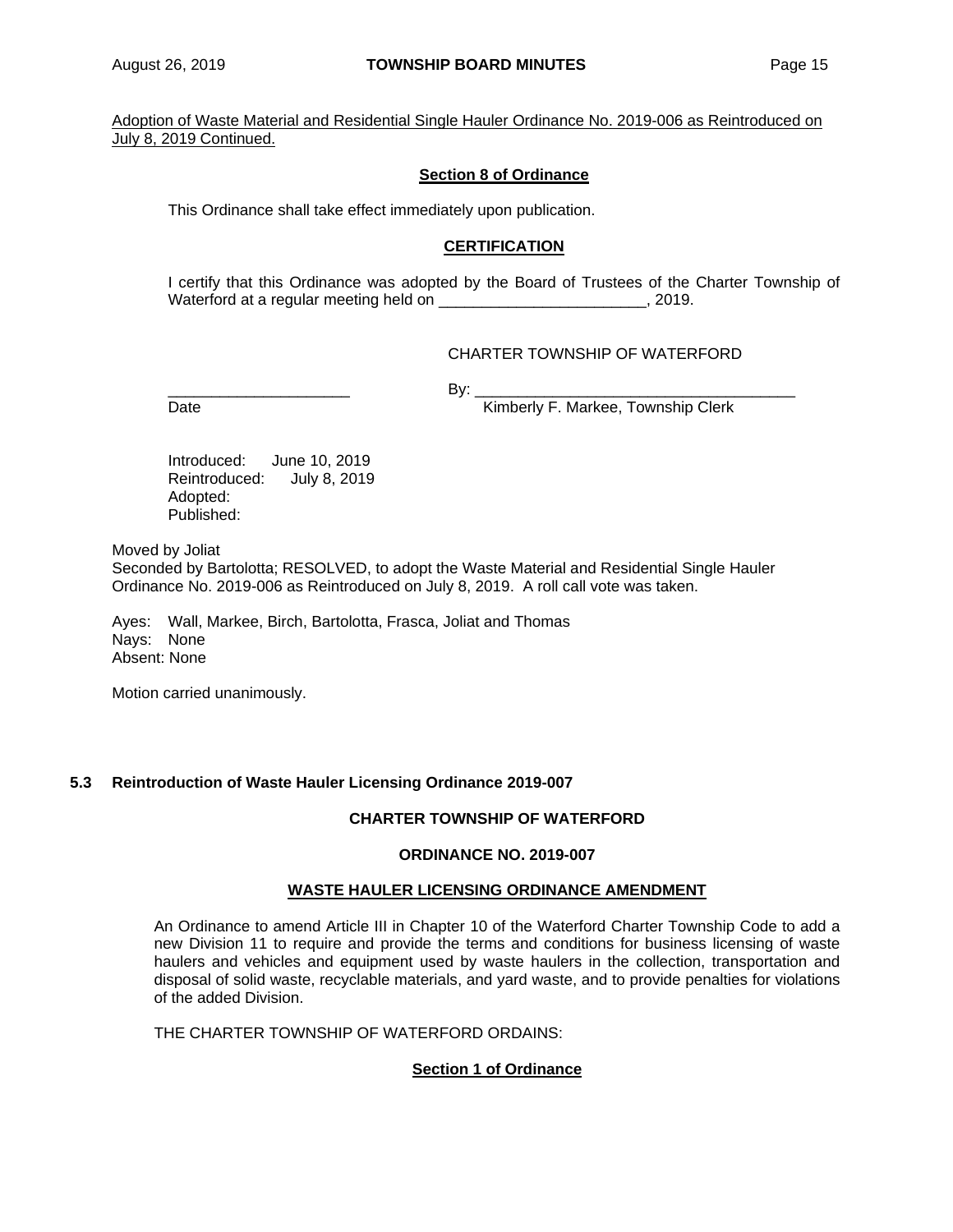Adoption of Waste Material and Residential Single Hauler Ordinance No. 2019-006 as Reintroduced on July 8, 2019 Continued.

**Section 8 of Ordinance**

This Ordinance shall take effect immediately upon publication.

**CERTIFICATION**

I certify that this Ordinance was adopted by the Board of Trustees of the Charter Township of Waterford at a regular meeting held on ________________________, 2019.

CHARTER TOWNSHIP OF WATERFORD

_____________________ By: _____________________________________

Date Kimberly F. Markee, Township Clerk

Introduced: June 10, 2019
Reintroduced: July 8, 2019
Adopted:
Published:

Moved by Joliat
Seconded by Bartolotta; RESOLVED, to adopt the Waste Material and Residential Single Hauler Ordinance No. 2019-006 as Reintroduced on July 8, 2019. A roll call vote was taken.

Ayes: Wall, Markee, Birch, Bartolotta, Frasca, Joliat and Thomas
Nays: None
Absent: None

Motion carried unanimously.

### 5.3 Reintroduction of Waste Hauler Licensing Ordinance 2019-007

**CHARTER TOWNSHIP OF WATERFORD**

**ORDINANCE NO. 2019-007**

**WASTE HAULER LICENSING ORDINANCE AMENDMENT**

An Ordinance to amend Article III in Chapter 10 of the Waterford Charter Township Code to add a new Division 11 to require and provide the terms and conditions for business licensing of waste haulers and vehicles and equipment used by waste haulers in the collection, transportation and disposal of solid waste, recyclable materials, and yard waste, and to provide penalties for violations of the added Division.

THE CHARTER TOWNSHIP OF WATERFORD ORDAINS:

**Section 1 of Ordinance**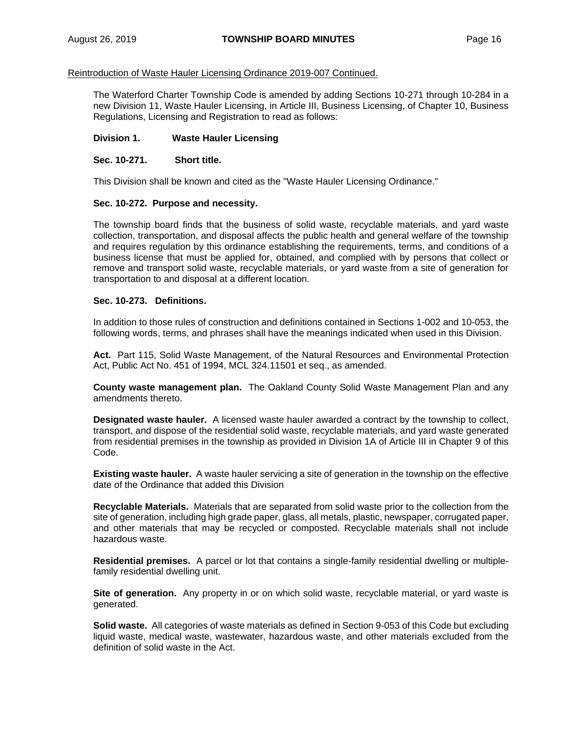Reintroduction of Waste Hauler Licensing Ordinance 2019-007 Continued.

The Waterford Charter Township Code is amended by adding Sections 10-271 through 10-284 in a new Division 11, Waste Hauler Licensing, in Article III, Business Licensing, of Chapter 10, Business Regulations, Licensing and Registration to read as follows:

**Division 1. Waste Hauler Licensing**

**Sec. 10-271. Short title.**

This Division shall be known and cited as the "Waste Hauler Licensing Ordinance."

**Sec. 10-272. Purpose and necessity.**

The township board finds that the business of solid waste, recyclable materials, and yard waste collection, transportation, and disposal affects the public health and general welfare of the township and requires regulation by this ordinance establishing the requirements, terms, and conditions of a business license that must be applied for, obtained, and complied with by persons that collect or remove and transport solid waste, recyclable materials, or yard waste from a site of generation for transportation to and disposal at a different location.

**Sec. 10-273. Definitions.**

In addition to those rules of construction and definitions contained in Sections 1-002 and 10-053, the following words, terms, and phrases shall have the meanings indicated when used in this Division.

**Act.** Part 115, Solid Waste Management, of the Natural Resources and Environmental Protection Act, Public Act No. 451 of 1994, MCL 324.11501 et seq., as amended.

**County waste management plan.** The Oakland County Solid Waste Management Plan and any amendments thereto.

**Designated waste hauler.** A licensed waste hauler awarded a contract by the township to collect, transport, and dispose of the residential solid waste, recyclable materials, and yard waste generated from residential premises in the township as provided in Division 1A of Article III in Chapter 9 of this Code.

**Existing waste hauler.** A waste hauler servicing a site of generation in the township on the effective date of the Ordinance that added this Division

**Recyclable Materials.** Materials that are separated from solid waste prior to the collection from the site of generation, including high grade paper, glass, all metals, plastic, newspaper, corrugated paper, and other materials that may be recycled or composted. Recyclable materials shall not include hazardous waste.

**Residential premises.** A parcel or lot that contains a single-family residential dwelling or multiple-family residential dwelling unit.

**Site of generation.** Any property in or on which solid waste, recyclable material, or yard waste is generated.

**Solid waste.** All categories of waste materials as defined in Section 9-053 of this Code but excluding liquid waste, medical waste, wastewater, hazardous waste, and other materials excluded from the definition of solid waste in the Act.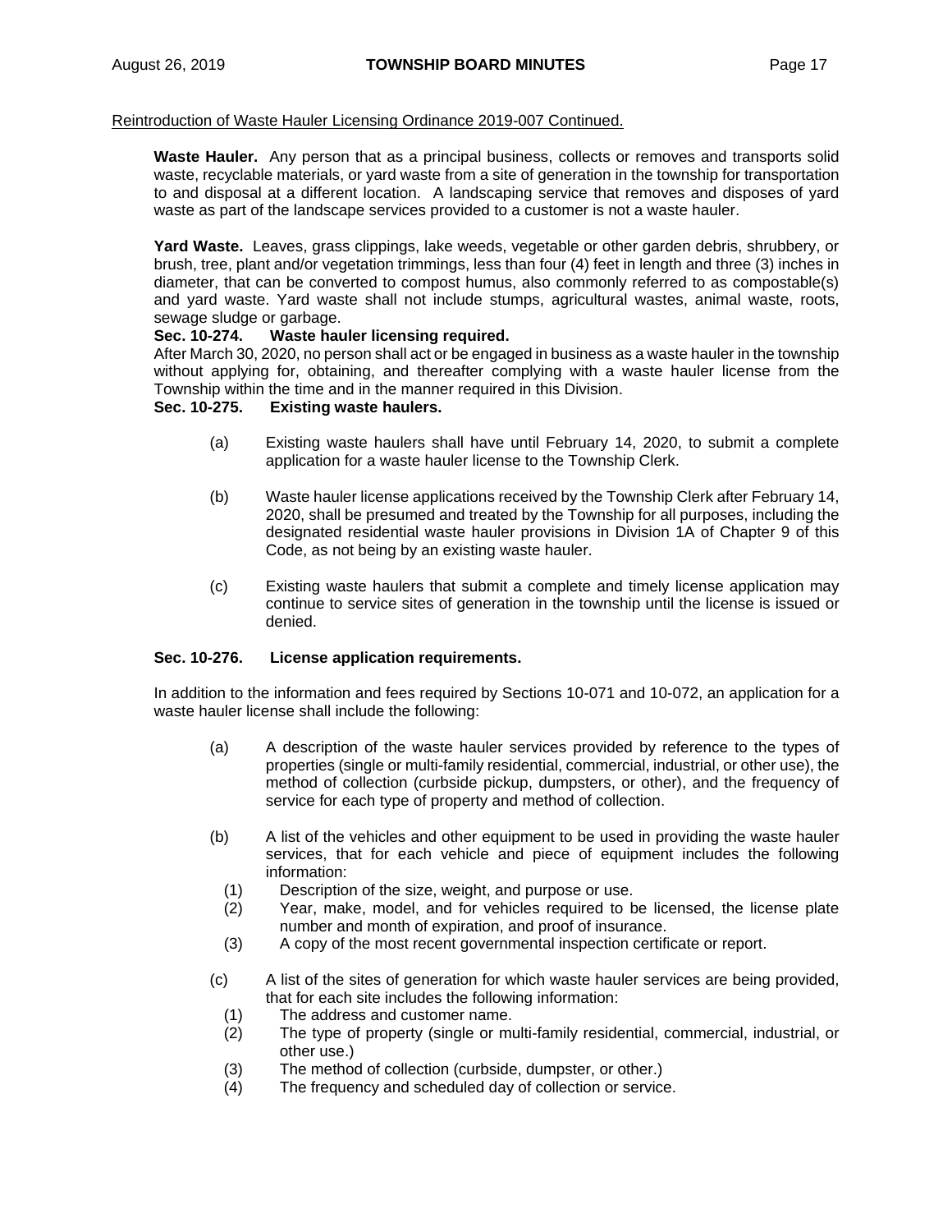Reintroduction of Waste Hauler Licensing Ordinance 2019-007 Continued.

**Waste Hauler.** Any person that as a principal business, collects or removes and transports solid waste, recyclable materials, or yard waste from a site of generation in the township for transportation to and disposal at a different location. A landscaping service that removes and disposes of yard waste as part of the landscape services provided to a customer is not a waste hauler.

**Yard Waste.** Leaves, grass clippings, lake weeds, vegetable or other garden debris, shrubbery, or brush, tree, plant and/or vegetation trimmings, less than four (4) feet in length and three (3) inches in diameter, that can be converted to compost humus, also commonly referred to as compostable(s) and yard waste. Yard waste shall not include stumps, agricultural wastes, animal waste, roots, sewage sludge or garbage.

**Sec. 10-274. Waste hauler licensing required.**

After March 30, 2020, no person shall act or be engaged in business as a waste hauler in the township without applying for, obtaining, and thereafter complying with a waste hauler license from the Township within the time and in the manner required in this Division.

**Sec. 10-275. Existing waste haulers.**

(a) Existing waste haulers shall have until February 14, 2020, to submit a complete application for a waste hauler license to the Township Clerk.

(b) Waste hauler license applications received by the Township Clerk after February 14, 2020, shall be presumed and treated by the Township for all purposes, including the designated residential waste hauler provisions in Division 1A of Chapter 9 of this Code, as not being by an existing waste hauler.

(c) Existing waste haulers that submit a complete and timely license application may continue to service sites of generation in the township until the license is issued or denied.

**Sec. 10-276. License application requirements.**

In addition to the information and fees required by Sections 10-071 and 10-072, an application for a waste hauler license shall include the following:

(a) A description of the waste hauler services provided by reference to the types of properties (single or multi-family residential, commercial, industrial, or other use), the method of collection (curbside pickup, dumpsters, or other), and the frequency of service for each type of property and method of collection.

(b) A list of the vehicles and other equipment to be used in providing the waste hauler services, that for each vehicle and piece of equipment includes the following information:
   (1) Description of the size, weight, and purpose or use.
   (2) Year, make, model, and for vehicles required to be licensed, the license plate number and month of expiration, and proof of insurance.
   (3) A copy of the most recent governmental inspection certificate or report.

(c) A list of the sites of generation for which waste hauler services are being provided, that for each site includes the following information:
   (1) The address and customer name.
   (2) The type of property (single or multi-family residential, commercial, industrial, or other use.)
   (3) The method of collection (curbside, dumpster, or other.)
   (4) The frequency and scheduled day of collection or service.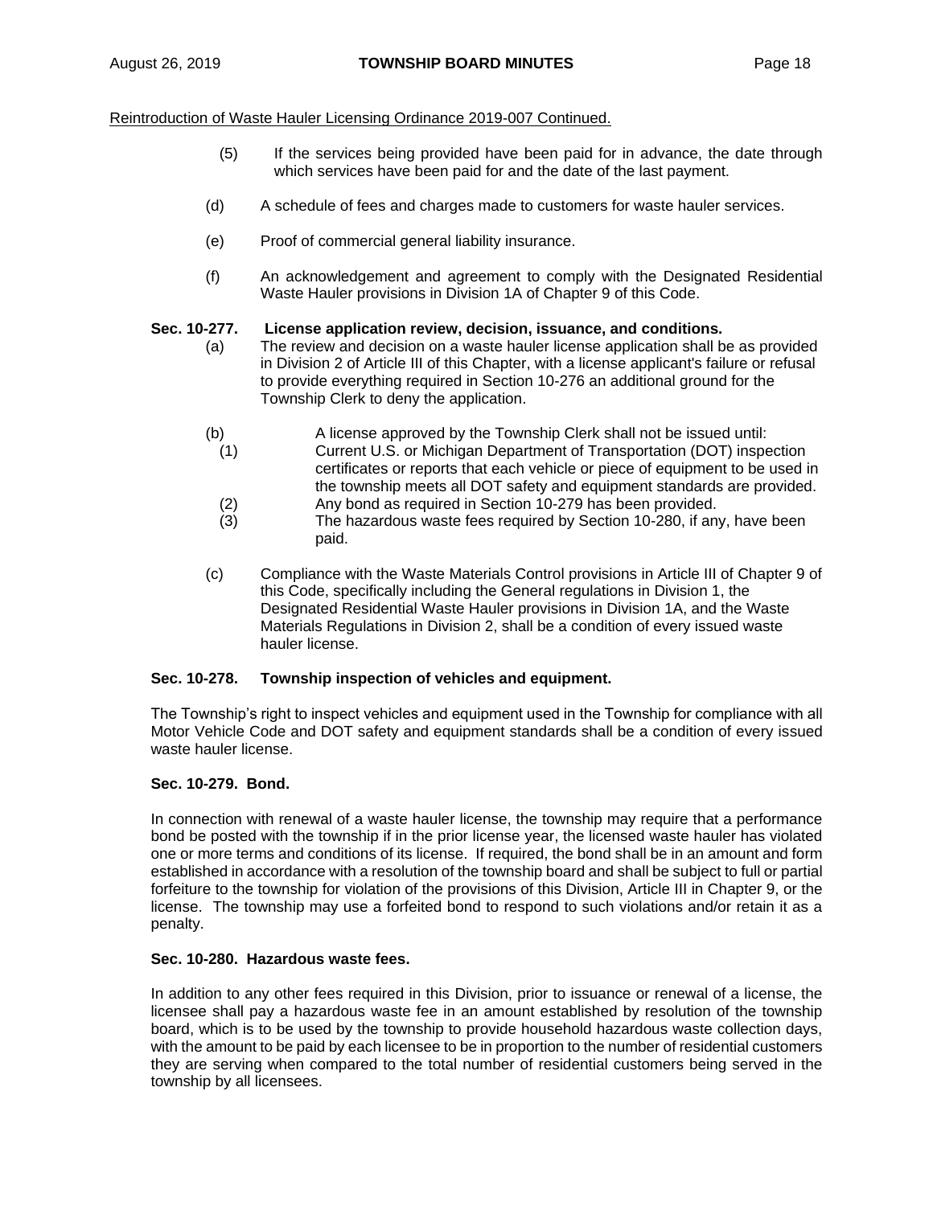Reintroduction of Waste Hauler Licensing Ordinance 2019-007 Continued.

(5) If the services being provided have been paid for in advance, the date through which services have been paid for and the date of the last payment.

(d) A schedule of fees and charges made to customers for waste hauler services.

(e) Proof of commercial general liability insurance.

(f) An acknowledgement and agreement to comply with the Designated Residential Waste Hauler provisions in Division 1A of Chapter 9 of this Code.

**Sec. 10-277. License application review, decision, issuance, and conditions.**

(a) The review and decision on a waste hauler license application shall be as provided in Division 2 of Article III of this Chapter, with a license applicant's failure or refusal to provide everything required in Section 10-276 an additional ground for the Township Clerk to deny the application.

(b) A license approved by the Township Clerk shall not be issued until:

(1) Current U.S. or Michigan Department of Transportation (DOT) inspection certificates or reports that each vehicle or piece of equipment to be used in the township meets all DOT safety and equipment standards are provided.

(2) Any bond as required in Section 10-279 has been provided.

(3) The hazardous waste fees required by Section 10-280, if any, have been paid.

(c) Compliance with the Waste Materials Control provisions in Article III of Chapter 9 of this Code, specifically including the General regulations in Division 1, the Designated Residential Waste Hauler provisions in Division 1A, and the Waste Materials Regulations in Division 2, shall be a condition of every issued waste hauler license.

**Sec. 10-278. Township inspection of vehicles and equipment.**

The Township's right to inspect vehicles and equipment used in the Township for compliance with all Motor Vehicle Code and DOT safety and equipment standards shall be a condition of every issued waste hauler license.

**Sec. 10-279. Bond.**

In connection with renewal of a waste hauler license, the township may require that a performance bond be posted with the township if in the prior license year, the licensed waste hauler has violated one or more terms and conditions of its license. If required, the bond shall be in an amount and form established in accordance with a resolution of the township board and shall be subject to full or partial forfeiture to the township for violation of the provisions of this Division, Article III in Chapter 9, or the license. The township may use a forfeited bond to respond to such violations and/or retain it as a penalty.

**Sec. 10-280. Hazardous waste fees.**

In addition to any other fees required in this Division, prior to issuance or renewal of a license, the licensee shall pay a hazardous waste fee in an amount established by resolution of the township board, which is to be used by the township to provide household hazardous waste collection days, with the amount to be paid by each licensee to be in proportion to the number of residential customers they are serving when compared to the total number of residential customers being served in the township by all licensees.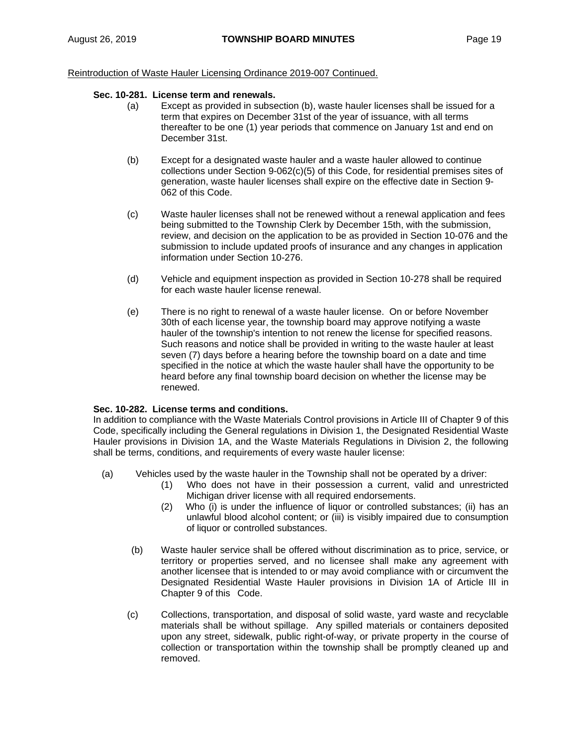Reintroduction of Waste Hauler Licensing Ordinance 2019-007 Continued.

**Sec. 10-281. License term and renewals.**

(a) Except as provided in subsection (b), waste hauler licenses shall be issued for a term that expires on December 31st of the year of issuance, with all terms thereafter to be one (1) year periods that commence on January 1st and end on December 31st.

(b) Except for a designated waste hauler and a waste hauler allowed to continue collections under Section 9-062(c)(5) of this Code, for residential premises sites of generation, waste hauler licenses shall expire on the effective date in Section 9-062 of this Code.

(c) Waste hauler licenses shall not be renewed without a renewal application and fees being submitted to the Township Clerk by December 15th, with the submission, review, and decision on the application to be as provided in Section 10-076 and the submission to include updated proofs of insurance and any changes in application information under Section 10-276.

(d) Vehicle and equipment inspection as provided in Section 10-278 shall be required for each waste hauler license renewal.

(e) There is no right to renewal of a waste hauler license. On or before November 30th of each license year, the township board may approve notifying a waste hauler of the township's intention to not renew the license for specified reasons. Such reasons and notice shall be provided in writing to the waste hauler at least seven (7) days before a hearing before the township board on a date and time specified in the notice at which the waste hauler shall have the opportunity to be heard before any final township board decision on whether the license may be renewed.

**Sec. 10-282. License terms and conditions.**

In addition to compliance with the Waste Materials Control provisions in Article III of Chapter 9 of this Code, specifically including the General regulations in Division 1, the Designated Residential Waste Hauler provisions in Division 1A, and the Waste Materials Regulations in Division 2, the following shall be terms, conditions, and requirements of every waste hauler license:

(a) Vehicles used by the waste hauler in the Township shall not be operated by a driver:

(1) Who does not have in their possession a current, valid and unrestricted Michigan driver license with all required endorsements.

(2) Who (i) is under the influence of liquor or controlled substances; (ii) has an unlawful blood alcohol content; or (iii) is visibly impaired due to consumption of liquor or controlled substances.

(b) Waste hauler service shall be offered without discrimination as to price, service, or territory or properties served, and no licensee shall make any agreement with another licensee that is intended to or may avoid compliance with or circumvent the Designated Residential Waste Hauler provisions in Division 1A of Article III in Chapter 9 of this Code.

(c) Collections, transportation, and disposal of solid waste, yard waste and recyclable materials shall be without spillage. Any spilled materials or containers deposited upon any street, sidewalk, public right-of-way, or private property in the course of collection or transportation within the township shall be promptly cleaned up and removed.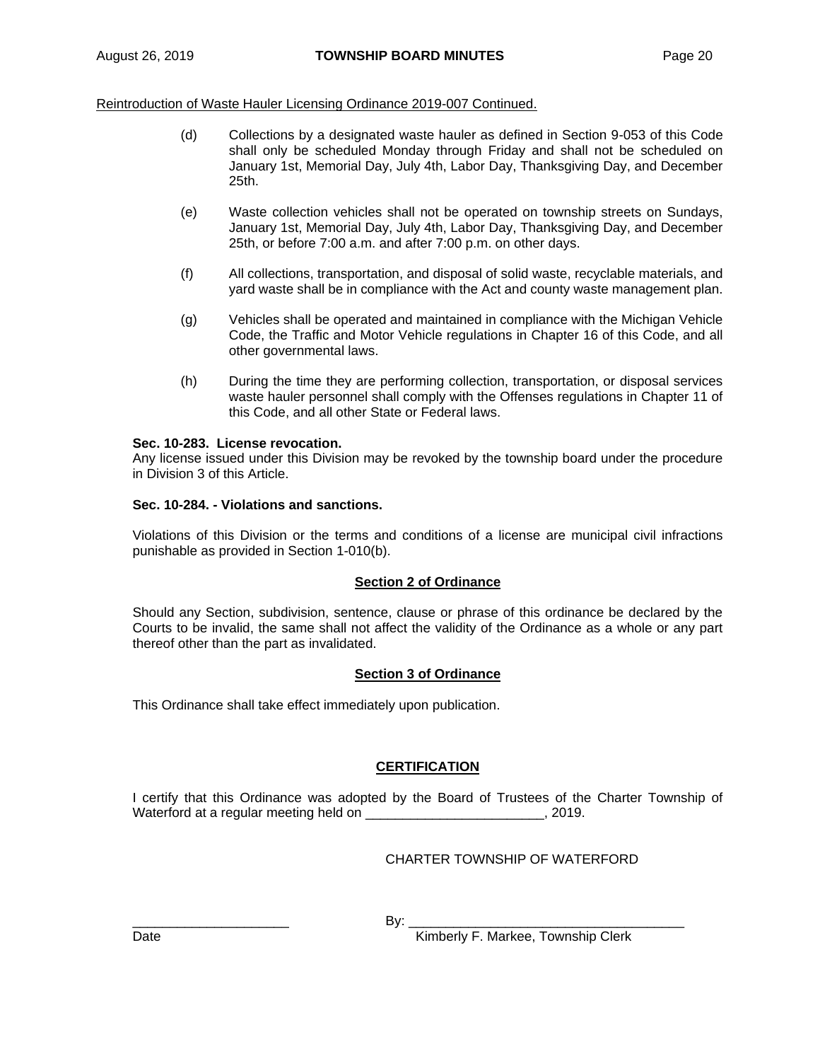Reintroduction of Waste Hauler Licensing Ordinance 2019-007 Continued.

(d) Collections by a designated waste hauler as defined in Section 9-053 of this Code shall only be scheduled Monday through Friday and shall not be scheduled on January 1st, Memorial Day, July 4th, Labor Day, Thanksgiving Day, and December 25th.

(e) Waste collection vehicles shall not be operated on township streets on Sundays, January 1st, Memorial Day, July 4th, Labor Day, Thanksgiving Day, and December 25th, or before 7:00 a.m. and after 7:00 p.m. on other days.

(f) All collections, transportation, and disposal of solid waste, recyclable materials, and yard waste shall be in compliance with the Act and county waste management plan.

(g) Vehicles shall be operated and maintained in compliance with the Michigan Vehicle Code, the Traffic and Motor Vehicle regulations in Chapter 16 of this Code, and all other governmental laws.

(h) During the time they are performing collection, transportation, or disposal services waste hauler personnel shall comply with the Offenses regulations in Chapter 11 of this Code, and all other State or Federal laws.

**Sec. 10-283. License revocation.**
Any license issued under this Division may be revoked by the township board under the procedure in Division 3 of this Article.

**Sec. 10-284. - Violations and sanctions.**

Violations of this Division or the terms and conditions of a license are municipal civil infractions punishable as provided in Section 1-010(b).

**Section 2 of Ordinance**

Should any Section, subdivision, sentence, clause or phrase of this ordinance be declared by the Courts to be invalid, the same shall not affect the validity of the Ordinance as a whole or any part thereof other than the part as invalidated.

**Section 3 of Ordinance**

This Ordinance shall take effect immediately upon publication.

**CERTIFICATION**

I certify that this Ordinance was adopted by the Board of Trustees of the Charter Township of Waterford at a regular meeting held on ________________________, 2019.

CHARTER TOWNSHIP OF WATERFORD

_____________________ By: _____________________________________

Date Kimberly F. Markee, Township Clerk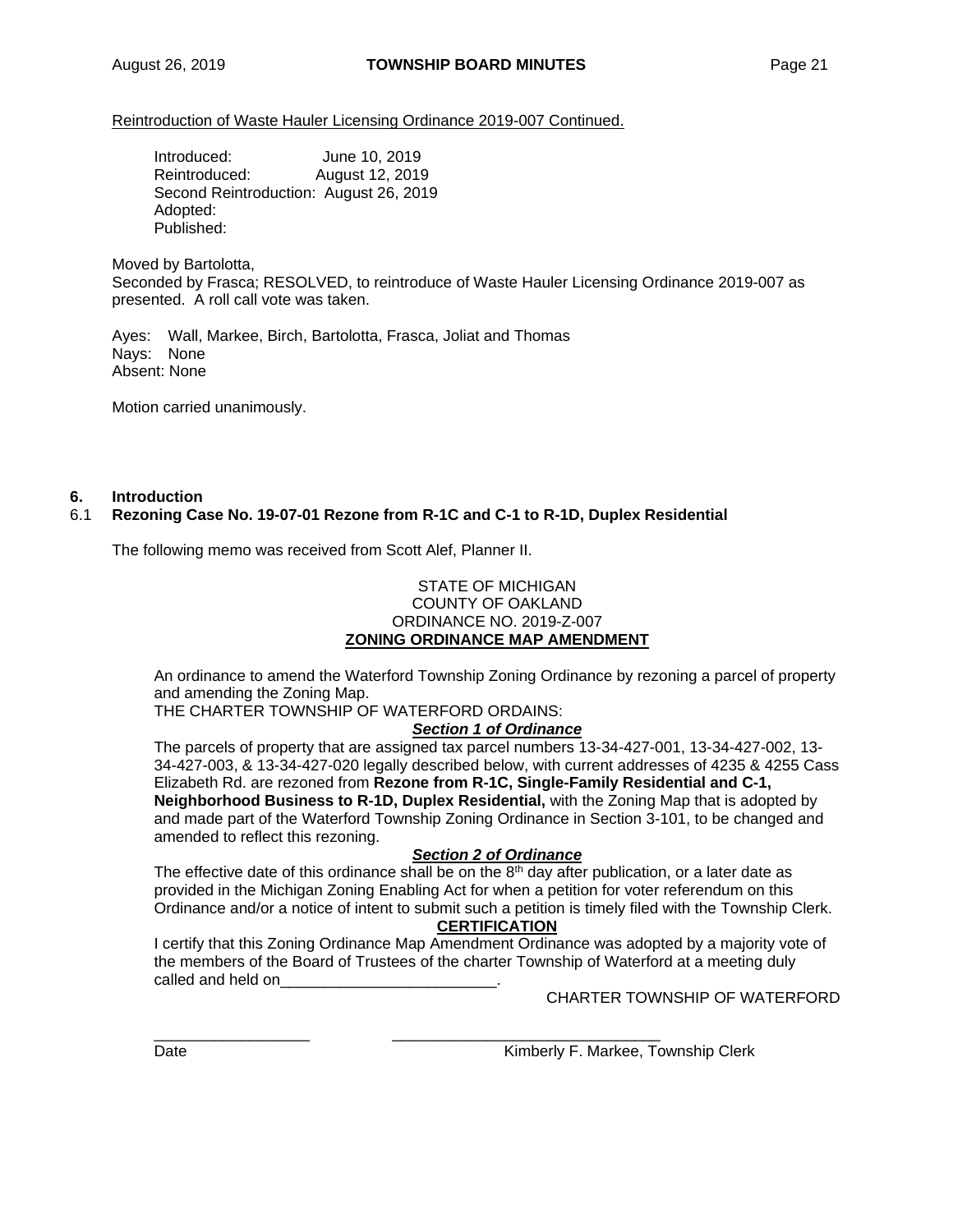Reintroduction of Waste Hauler Licensing Ordinance 2019-007 Continued.

Introduced: June 10, 2019
Reintroduced: August 12, 2019
Second Reintroduction: August 26, 2019
Adopted:
Published:

Moved by Bartolotta,
Seconded by Frasca; RESOLVED, to reintroduce of Waste Hauler Licensing Ordinance 2019-007 as presented. A roll call vote was taken.

Ayes: Wall, Markee, Birch, Bartolotta, Frasca, Joliat and Thomas
Nays: None
Absent: None

Motion carried unanimously.

## 6. Introduction

### 6.1 Rezoning Case No. 19-07-01 Rezone from R-1C and C-1 to R-1D, Duplex Residential

The following memo was received from Scott Alef, Planner II.

STATE OF MICHIGAN
COUNTY OF OAKLAND
ORDINANCE NO. 2019-Z-007
**ZONING ORDINANCE MAP AMENDMENT**

An ordinance to amend the Waterford Township Zoning Ordinance by rezoning a parcel of property and amending the Zoning Map.
THE CHARTER TOWNSHIP OF WATERFORD ORDAINS:

***Section 1 of Ordinance***

The parcels of property that are assigned tax parcel numbers 13-34-427-001, 13-34-427-002, 13-34-427-003, & 13-34-427-020 legally described below, with current addresses of 4235 & 4255 Cass Elizabeth Rd. are rezoned from **Rezone from R-1C, Single-Family Residential and C-1, Neighborhood Business to R-1D, Duplex Residential,** with the Zoning Map that is adopted by and made part of the Waterford Township Zoning Ordinance in Section 3-101, to be changed and amended to reflect this rezoning.

***Section 2 of Ordinance***

The effective date of this ordinance shall be on the 8th day after publication, or a later date as provided in the Michigan Zoning Enabling Act for when a petition for voter referendum on this Ordinance and/or a notice of intent to submit such a petition is timely filed with the Township Clerk.

**CERTIFICATION**

I certify that this Zoning Ordinance Map Amendment Ordinance was adopted by a majority vote of the members of the Board of Trustees of the charter Township of Waterford at a meeting duly called and held on_________________________.

CHARTER TOWNSHIP OF WATERFORD

__________________ ______________________________
Date Kimberly F. Markee, Township Clerk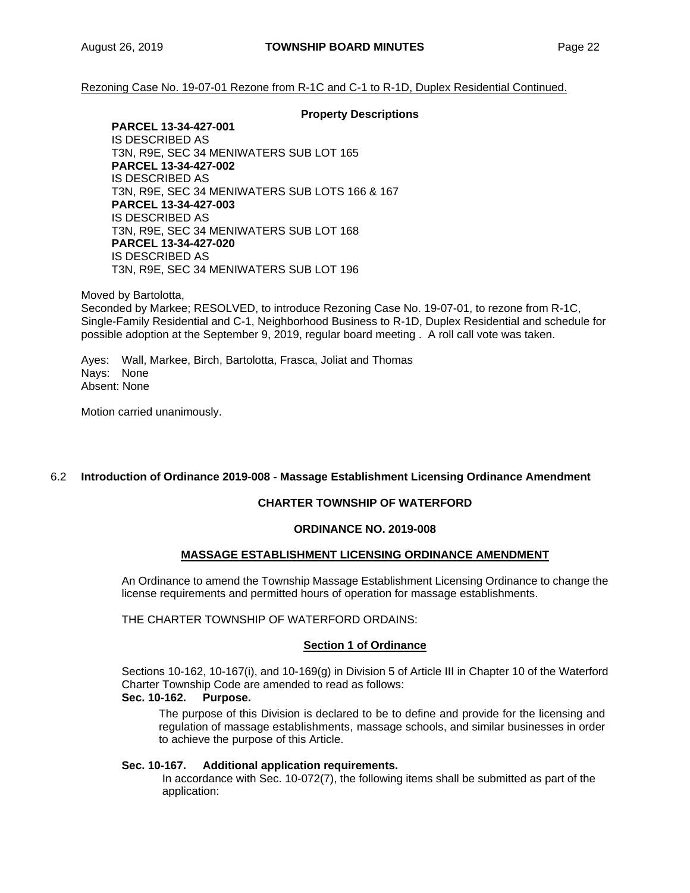Rezoning Case No. 19-07-01 Rezone from R-1C and C-1 to R-1D, Duplex Residential Continued.

**Property Descriptions**

**PARCEL 13-34-427-001**
IS DESCRIBED AS
T3N, R9E, SEC 34 MENIWATERS SUB LOT 165
**PARCEL 13-34-427-002**
IS DESCRIBED AS
T3N, R9E, SEC 34 MENIWATERS SUB LOTS 166 & 167
**PARCEL 13-34-427-003**
IS DESCRIBED AS
T3N, R9E, SEC 34 MENIWATERS SUB LOT 168
**PARCEL 13-34-427-020**
IS DESCRIBED AS
T3N, R9E, SEC 34 MENIWATERS SUB LOT 196

Moved by Bartolotta,
Seconded by Markee; RESOLVED, to introduce Rezoning Case No. 19-07-01, to rezone from R-1C, Single-Family Residential and C-1, Neighborhood Business to R-1D, Duplex Residential and schedule for possible adoption at the September 9, 2019, regular board meeting . A roll call vote was taken.

Ayes: Wall, Markee, Birch, Bartolotta, Frasca, Joliat and Thomas
Nays: None
Absent: None

Motion carried unanimously.

6.2 **Introduction of Ordinance 2019-008 - Massage Establishment Licensing Ordinance Amendment**

**CHARTER TOWNSHIP OF WATERFORD**

**ORDINANCE NO. 2019-008**

**MASSAGE ESTABLISHMENT LICENSING ORDINANCE AMENDMENT**

An Ordinance to amend the Township Massage Establishment Licensing Ordinance to change the license requirements and permitted hours of operation for massage establishments.

THE CHARTER TOWNSHIP OF WATERFORD ORDAINS:

**Section 1 of Ordinance**

Sections 10-162, 10-167(i), and 10-169(g) in Division 5 of Article III in Chapter 10 of the Waterford Charter Township Code are amended to read as follows:

**Sec. 10-162. Purpose.**

The purpose of this Division is declared to be to define and provide for the licensing and regulation of massage establishments, massage schools, and similar businesses in order to achieve the purpose of this Article.

**Sec. 10-167. Additional application requirements.**

In accordance with Sec. 10-072(7), the following items shall be submitted as part of the application: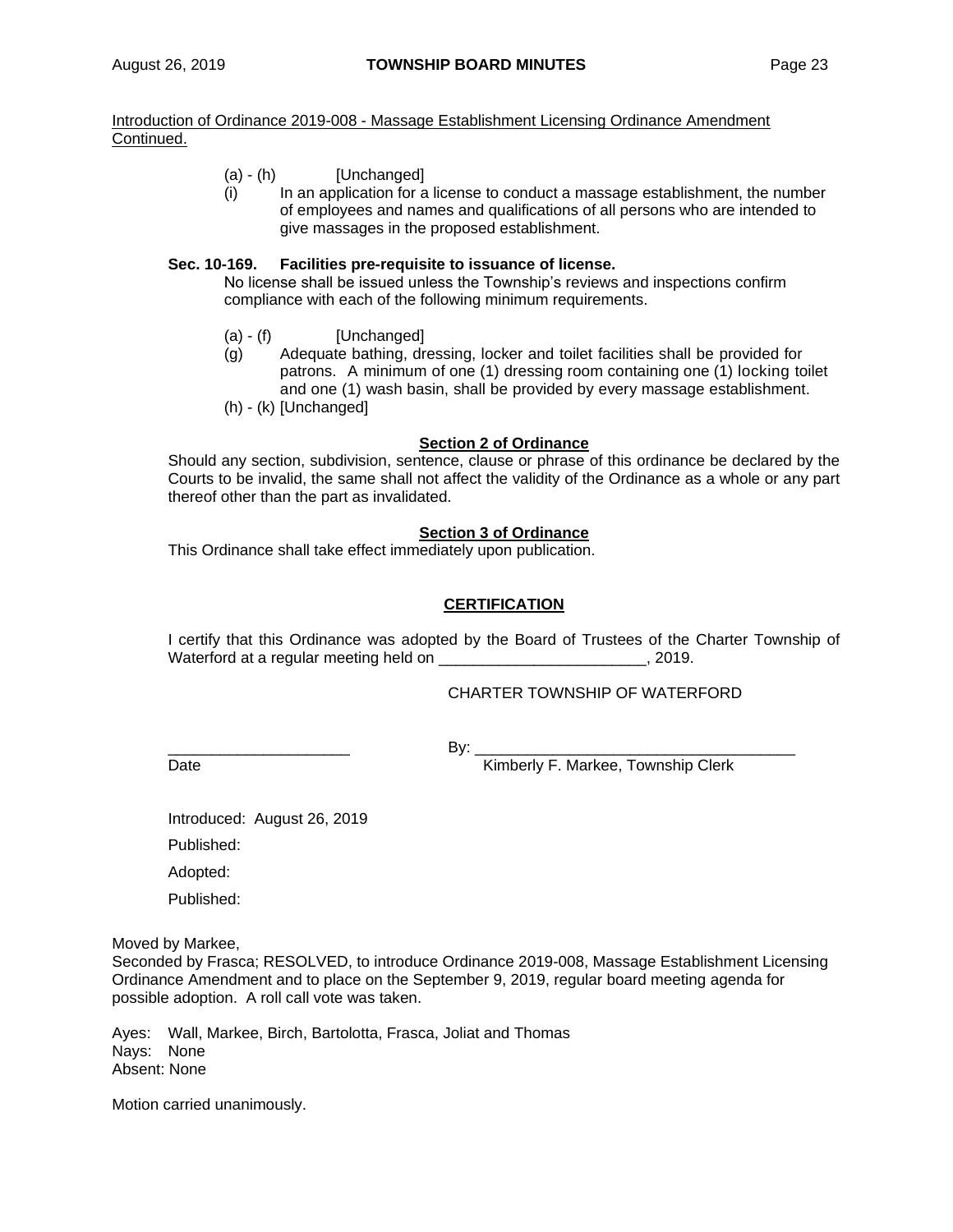Introduction of Ordinance 2019-008 - Massage Establishment Licensing Ordinance Amendment Continued.

(a) - (h) [Unchanged]

(i) In an application for a license to conduct a massage establishment, the number of employees and names and qualifications of all persons who are intended to give massages in the proposed establishment.

**Sec. 10-169. Facilities pre-requisite to issuance of license.**

No license shall be issued unless the Township's reviews and inspections confirm compliance with each of the following minimum requirements.

(a) - (f) [Unchanged]

(g) Adequate bathing, dressing, locker and toilet facilities shall be provided for patrons. A minimum of one (1) dressing room containing one (1) locking toilet and one (1) wash basin, shall be provided by every massage establishment.

(h) - (k) [Unchanged]

**Section 2 of Ordinance**

Should any section, subdivision, sentence, clause or phrase of this ordinance be declared by the Courts to be invalid, the same shall not affect the validity of the Ordinance as a whole or any part thereof other than the part as invalidated.

**Section 3 of Ordinance**

This Ordinance shall take effect immediately upon publication.

**CERTIFICATION**

I certify that this Ordinance was adopted by the Board of Trustees of the Charter Township of Waterford at a regular meeting held on ________________________, 2019.

CHARTER TOWNSHIP OF WATERFORD

_____________________ By: _____________________________________

Date Kimberly F. Markee, Township Clerk

Introduced: August 26, 2019

Published:

Adopted:

Published:

Moved by Markee,
Seconded by Frasca; RESOLVED, to introduce Ordinance 2019-008, Massage Establishment Licensing Ordinance Amendment and to place on the September 9, 2019, regular board meeting agenda for possible adoption. A roll call vote was taken.

Ayes: Wall, Markee, Birch, Bartolotta, Frasca, Joliat and Thomas
Nays: None
Absent: None

Motion carried unanimously.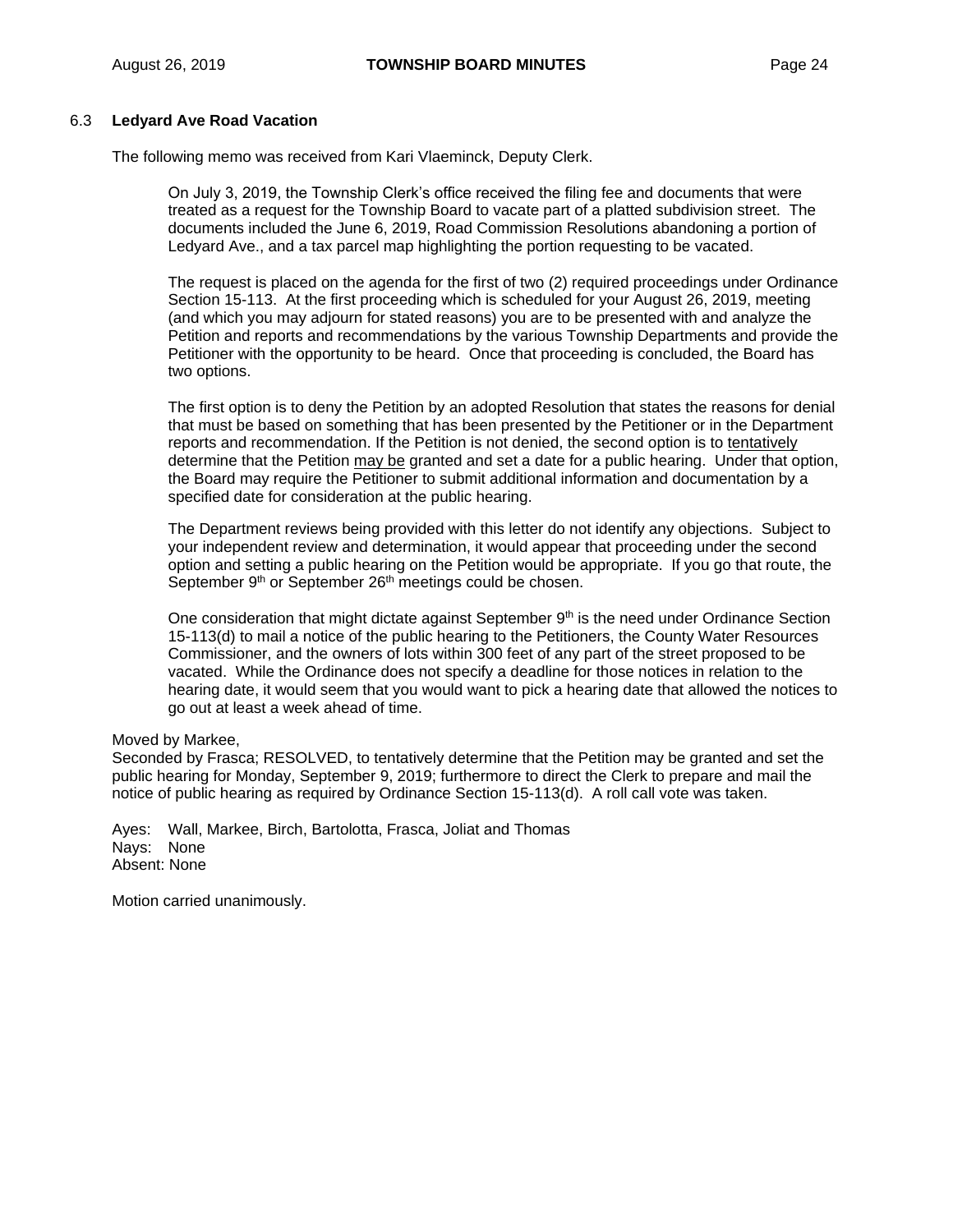### 6.3 Ledyard Ave Road Vacation

The following memo was received from Kari Vlaeminck, Deputy Clerk.

> On July 3, 2019, the Township Clerk's office received the filing fee and documents that were treated as a request for the Township Board to vacate part of a platted subdivision street. The documents included the June 6, 2019, Road Commission Resolutions abandoning a portion of Ledyard Ave., and a tax parcel map highlighting the portion requesting to be vacated.
>
> The request is placed on the agenda for the first of two (2) required proceedings under Ordinance Section 15-113. At the first proceeding which is scheduled for your August 26, 2019, meeting (and which you may adjourn for stated reasons) you are to be presented with and analyze the Petition and reports and recommendations by the various Township Departments and provide the Petitioner with the opportunity to be heard. Once that proceeding is concluded, the Board has two options.
>
> The first option is to deny the Petition by an adopted Resolution that states the reasons for denial that must be based on something that has been presented by the Petitioner or in the Department reports and recommendation. If the Petition is not denied, the second option is to <u>tentatively</u> determine that the Petition <u>may be</u> granted and set a date for a public hearing. Under that option, the Board may require the Petitioner to submit additional information and documentation by a specified date for consideration at the public hearing.
>
> The Department reviews being provided with this letter do not identify any objections. Subject to your independent review and determination, it would appear that proceeding under the second option and setting a public hearing on the Petition would be appropriate. If you go that route, the September 9th or September 26th meetings could be chosen.
>
> One consideration that might dictate against September 9th is the need under Ordinance Section 15-113(d) to mail a notice of the public hearing to the Petitioners, the County Water Resources Commissioner, and the owners of lots within 300 feet of any part of the street proposed to be vacated. While the Ordinance does not specify a deadline for those notices in relation to the hearing date, it would seem that you would want to pick a hearing date that allowed the notices to go out at least a week ahead of time.

Moved by Markee,
Seconded by Frasca; RESOLVED, to tentatively determine that the Petition may be granted and set the public hearing for Monday, September 9, 2019; furthermore to direct the Clerk to prepare and mail the notice of public hearing as required by Ordinance Section 15-113(d). A roll call vote was taken.

Ayes: Wall, Markee, Birch, Bartolotta, Frasca, Joliat and Thomas
Nays: None
Absent: None

Motion carried unanimously.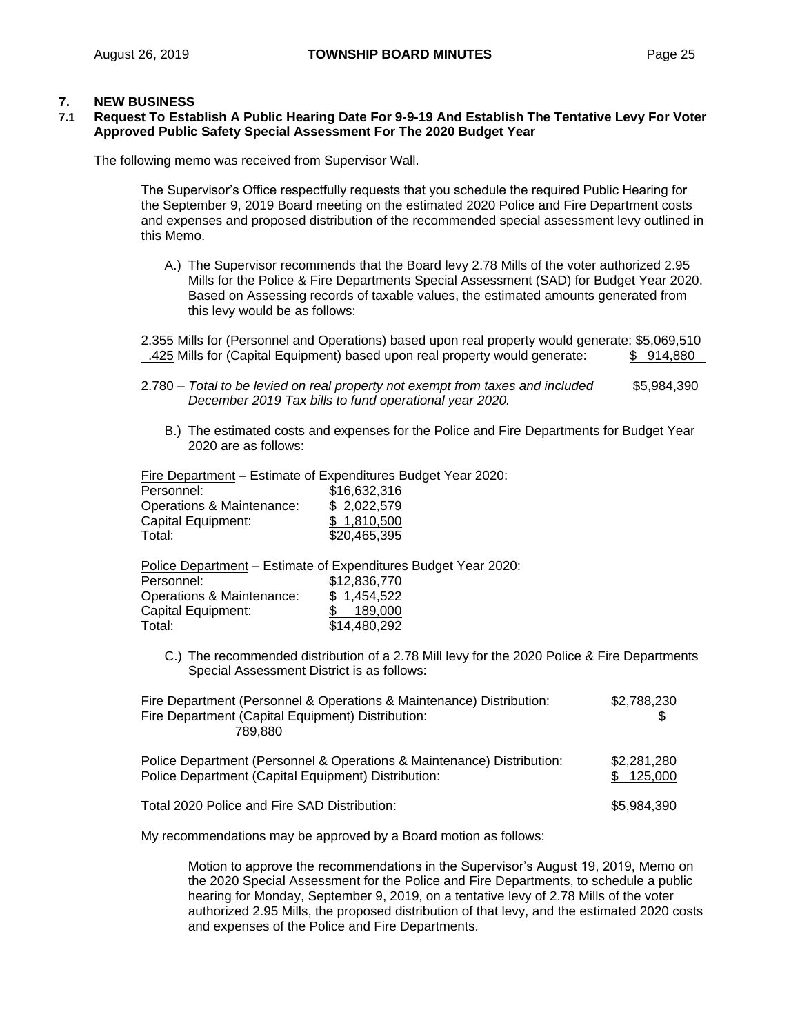## 7. NEW BUSINESS

### 7.1 Request To Establish A Public Hearing Date For 9-9-19 And Establish The Tentative Levy For Voter Approved Public Safety Special Assessment For The 2020 Budget Year

The following memo was received from Supervisor Wall.

> The Supervisor's Office respectfully requests that you schedule the required Public Hearing for the September 9, 2019 Board meeting on the estimated 2020 Police and Fire Department costs and expenses and proposed distribution of the recommended special assessment levy outlined in this Memo.
>
> A.) The Supervisor recommends that the Board levy 2.78 Mills of the voter authorized 2.95 Mills for the Police & Fire Departments Special Assessment (SAD) for Budget Year 2020. Based on Assessing records of taxable values, the estimated amounts generated from this levy would be as follows:
>
> 2.355 Mills for (Personnel and Operations) based upon real property would generate: $5,069,510
> .425 Mills for (Capital Equipment) based upon real property would generate: $ 914,880
>
> 2.780 – *Total to be levied on real property not exempt from taxes and included December 2019 Tax bills to fund operational year 2020.* $5,984,390
>
> B.) The estimated costs and expenses for the Police and Fire Departments for Budget Year 2020 are as follows:
>
> Fire Department – Estimate of Expenditures Budget Year 2020:
>
> | | |
> |---|---|
> | Personnel: | $16,632,316 |
> | Operations & Maintenance: | $ 2,022,579 |
> | Capital Equipment: | $ 1,810,500 |
> | Total: | $20,465,395 |
>
> Police Department – Estimate of Expenditures Budget Year 2020:
>
> | | |
> |---|---|
> | Personnel: | $12,836,770 |
> | Operations & Maintenance: | $ 1,454,522 |
> | Capital Equipment: | $ 189,000 |
> | Total: | $14,480,292 |
>
> C.) The recommended distribution of a 2.78 Mill levy for the 2020 Police & Fire Departments Special Assessment District is as follows:
>
> | | |
> |---|---|
> | Fire Department (Personnel & Operations & Maintenance) Distribution: | $2,788,230 |
> | Fire Department (Capital Equipment) Distribution: | $ 789,880 |
> | Police Department (Personnel & Operations & Maintenance) Distribution: | $2,281,280 |
> | Police Department (Capital Equipment) Distribution: | $ 125,000 |
> | Total 2020 Police and Fire SAD Distribution: | $5,984,390 |
>
> My recommendations may be approved by a Board motion as follows:
>
> Motion to approve the recommendations in the Supervisor's August 19, 2019, Memo on the 2020 Special Assessment for the Police and Fire Departments, to schedule a public hearing for Monday, September 9, 2019, on a tentative levy of 2.78 Mills of the voter authorized 2.95 Mills, the proposed distribution of that levy, and the estimated 2020 costs and expenses of the Police and Fire Departments.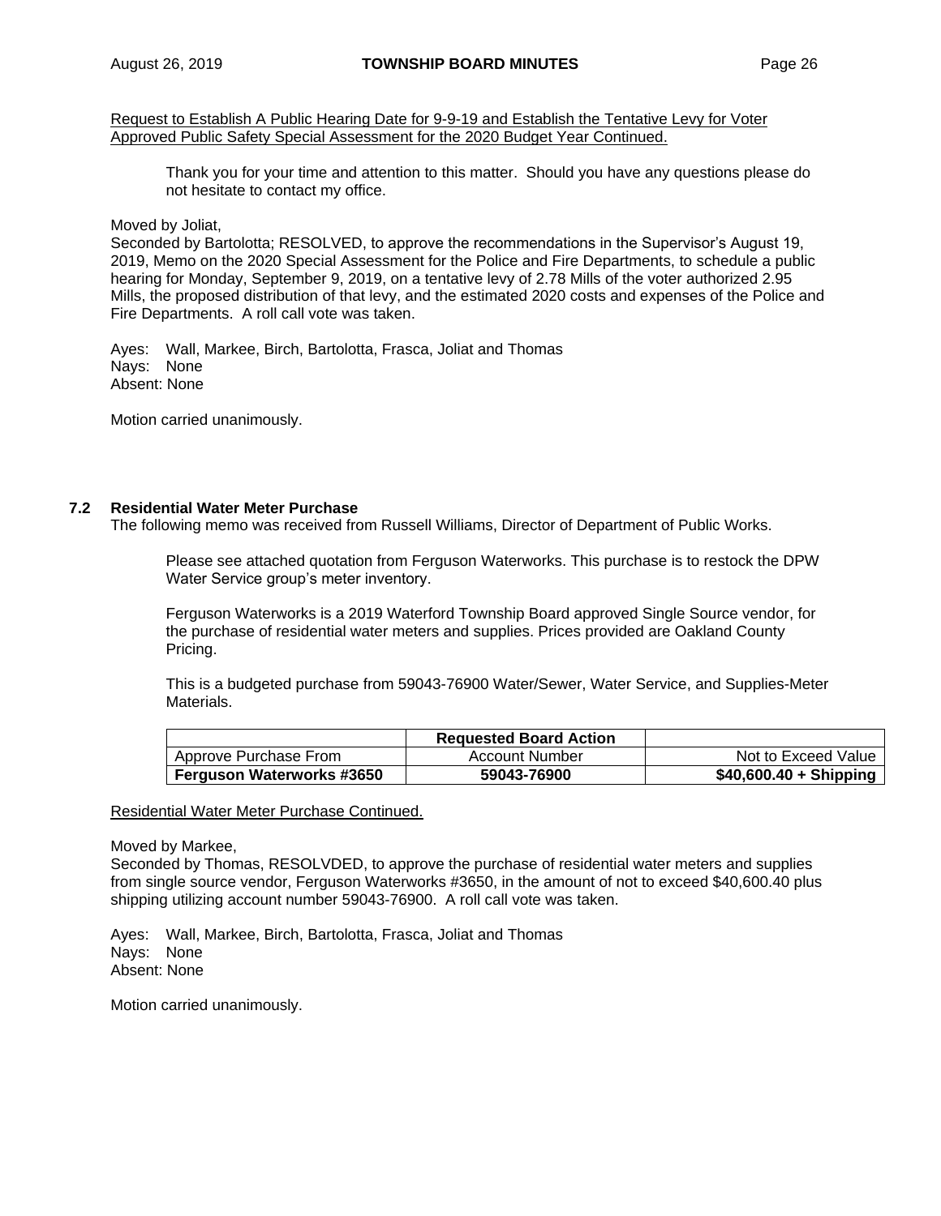Request to Establish A Public Hearing Date for 9-9-19 and Establish the Tentative Levy for Voter Approved Public Safety Special Assessment for the 2020 Budget Year Continued.

> Thank you for your time and attention to this matter. Should you have any questions please do not hesitate to contact my office.

Moved by Joliat,
Seconded by Bartolotta; RESOLVED, to approve the recommendations in the Supervisor's August 19, 2019, Memo on the 2020 Special Assessment for the Police and Fire Departments, to schedule a public hearing for Monday, September 9, 2019, on a tentative levy of 2.78 Mills of the voter authorized 2.95 Mills, the proposed distribution of that levy, and the estimated 2020 costs and expenses of the Police and Fire Departments. A roll call vote was taken.

Ayes: Wall, Markee, Birch, Bartolotta, Frasca, Joliat and Thomas
Nays: None
Absent: None

Motion carried unanimously.

### 7.2 Residential Water Meter Purchase

The following memo was received from Russell Williams, Director of Department of Public Works.

> Please see attached quotation from Ferguson Waterworks. This purchase is to restock the DPW Water Service group's meter inventory.
>
> Ferguson Waterworks is a 2019 Waterford Township Board approved Single Source vendor, for the purchase of residential water meters and supplies. Prices provided are Oakland County Pricing.
>
> This is a budgeted purchase from 59043-76900 Water/Sewer, Water Service, and Supplies-Meter Materials.

| | Requested Board Action | |
|---|---|---|
| Approve Purchase From | Account Number | Not to Exceed Value |
| **Ferguson Waterworks #3650** | **59043-76900** | **$40,600.40 + Shipping** |

Residential Water Meter Purchase Continued.

Moved by Markee,
Seconded by Thomas, RESOLVDED, to approve the purchase of residential water meters and supplies from single source vendor, Ferguson Waterworks #3650, in the amount of not to exceed $40,600.40 plus shipping utilizing account number 59043-76900. A roll call vote was taken.

Ayes: Wall, Markee, Birch, Bartolotta, Frasca, Joliat and Thomas
Nays: None
Absent: None

Motion carried unanimously.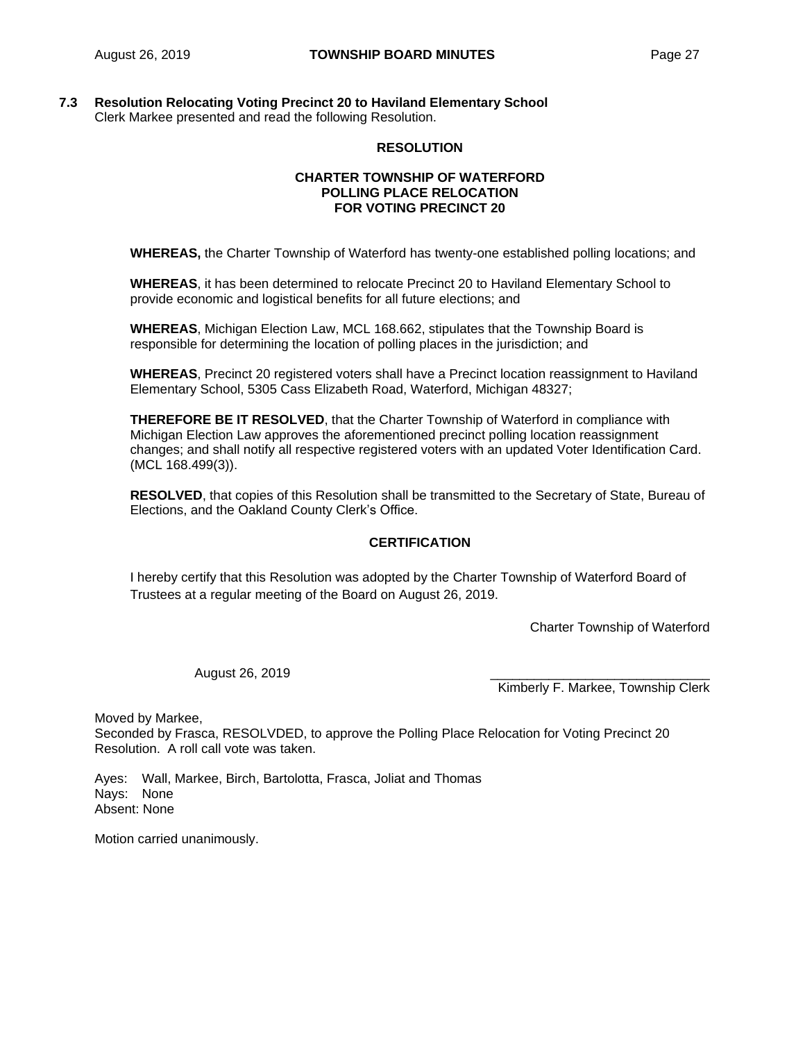### 7.3 Resolution Relocating Voting Precinct 20 to Haviland Elementary School

Clerk Markee presented and read the following Resolution.

**RESOLUTION**

**CHARTER TOWNSHIP OF WATERFORD**
**POLLING PLACE RELOCATION**
**FOR VOTING PRECINCT 20**

**WHEREAS,** the Charter Township of Waterford has twenty-one established polling locations; and

**WHEREAS**, it has been determined to relocate Precinct 20 to Haviland Elementary School to provide economic and logistical benefits for all future elections; and

**WHEREAS**, Michigan Election Law, MCL 168.662, stipulates that the Township Board is responsible for determining the location of polling places in the jurisdiction; and

**WHEREAS**, Precinct 20 registered voters shall have a Precinct location reassignment to Haviland Elementary School, 5305 Cass Elizabeth Road, Waterford, Michigan 48327;

**THEREFORE BE IT RESOLVED**, that the Charter Township of Waterford in compliance with Michigan Election Law approves the aforementioned precinct polling location reassignment changes; and shall notify all respective registered voters with an updated Voter Identification Card. (MCL 168.499(3)).

**RESOLVED**, that copies of this Resolution shall be transmitted to the Secretary of State, Bureau of Elections, and the Oakland County Clerk's Office.

**CERTIFICATION**

I hereby certify that this Resolution was adopted by the Charter Township of Waterford Board of Trustees at a regular meeting of the Board on August 26, 2019.

Charter Township of Waterford

August 26, 2019

______________________________
Kimberly F. Markee, Township Clerk

Moved by Markee,
Seconded by Frasca, RESOLVDED, to approve the Polling Place Relocation for Voting Precinct 20 Resolution. A roll call vote was taken.

Ayes: Wall, Markee, Birch, Bartolotta, Frasca, Joliat and Thomas
Nays: None
Absent: None

Motion carried unanimously.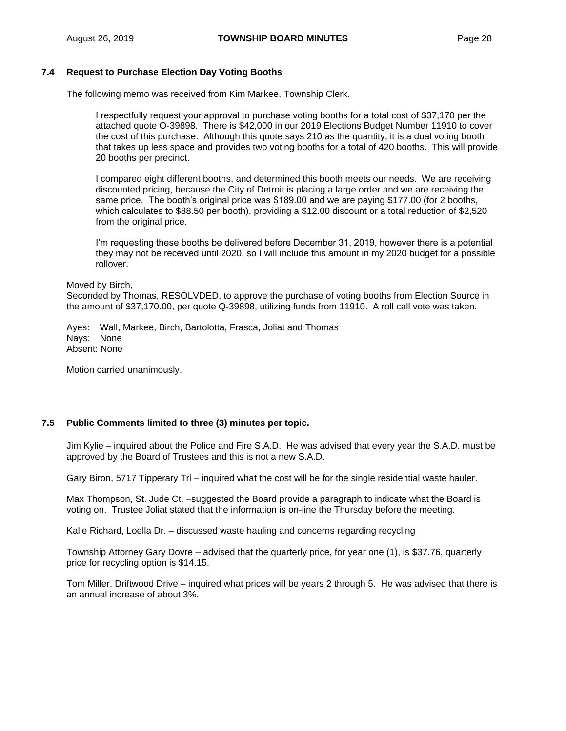### 7.4 Request to Purchase Election Day Voting Booths

The following memo was received from Kim Markee, Township Clerk.

> I respectfully request your approval to purchase voting booths for a total cost of $37,170 per the attached quote O-39898. There is $42,000 in our 2019 Elections Budget Number 11910 to cover the cost of this purchase. Although this quote says 210 as the quantity, it is a dual voting booth that takes up less space and provides two voting booths for a total of 420 booths. This will provide 20 booths per precinct.
>
> I compared eight different booths, and determined this booth meets our needs. We are receiving discounted pricing, because the City of Detroit is placing a large order and we are receiving the same price. The booth's original price was $189.00 and we are paying $177.00 (for 2 booths, which calculates to $88.50 per booth), providing a $12.00 discount or a total reduction of $2,520 from the original price.
>
> I'm requesting these booths be delivered before December 31, 2019, however there is a potential they may not be received until 2020, so I will include this amount in my 2020 budget for a possible rollover.

Moved by Birch,
Seconded by Thomas, RESOLVDED, to approve the purchase of voting booths from Election Source in the amount of $37,170.00, per quote Q-39898, utilizing funds from 11910. A roll call vote was taken.

Ayes: Wall, Markee, Birch, Bartolotta, Frasca, Joliat and Thomas
Nays: None
Absent: None

Motion carried unanimously.

### 7.5 Public Comments limited to three (3) minutes per topic.

Jim Kylie – inquired about the Police and Fire S.A.D. He was advised that every year the S.A.D. must be approved by the Board of Trustees and this is not a new S.A.D.

Gary Biron, 5717 Tipperary Trl – inquired what the cost will be for the single residential waste hauler.

Max Thompson, St. Jude Ct. –suggested the Board provide a paragraph to indicate what the Board is voting on. Trustee Joliat stated that the information is on-line the Thursday before the meeting.

Kalie Richard, Loella Dr. – discussed waste hauling and concerns regarding recycling

Township Attorney Gary Dovre – advised that the quarterly price, for year one (1), is $37.76, quarterly price for recycling option is $14.15.

Tom Miller, Driftwood Drive – inquired what prices will be years 2 through 5. He was advised that there is an annual increase of about 3%.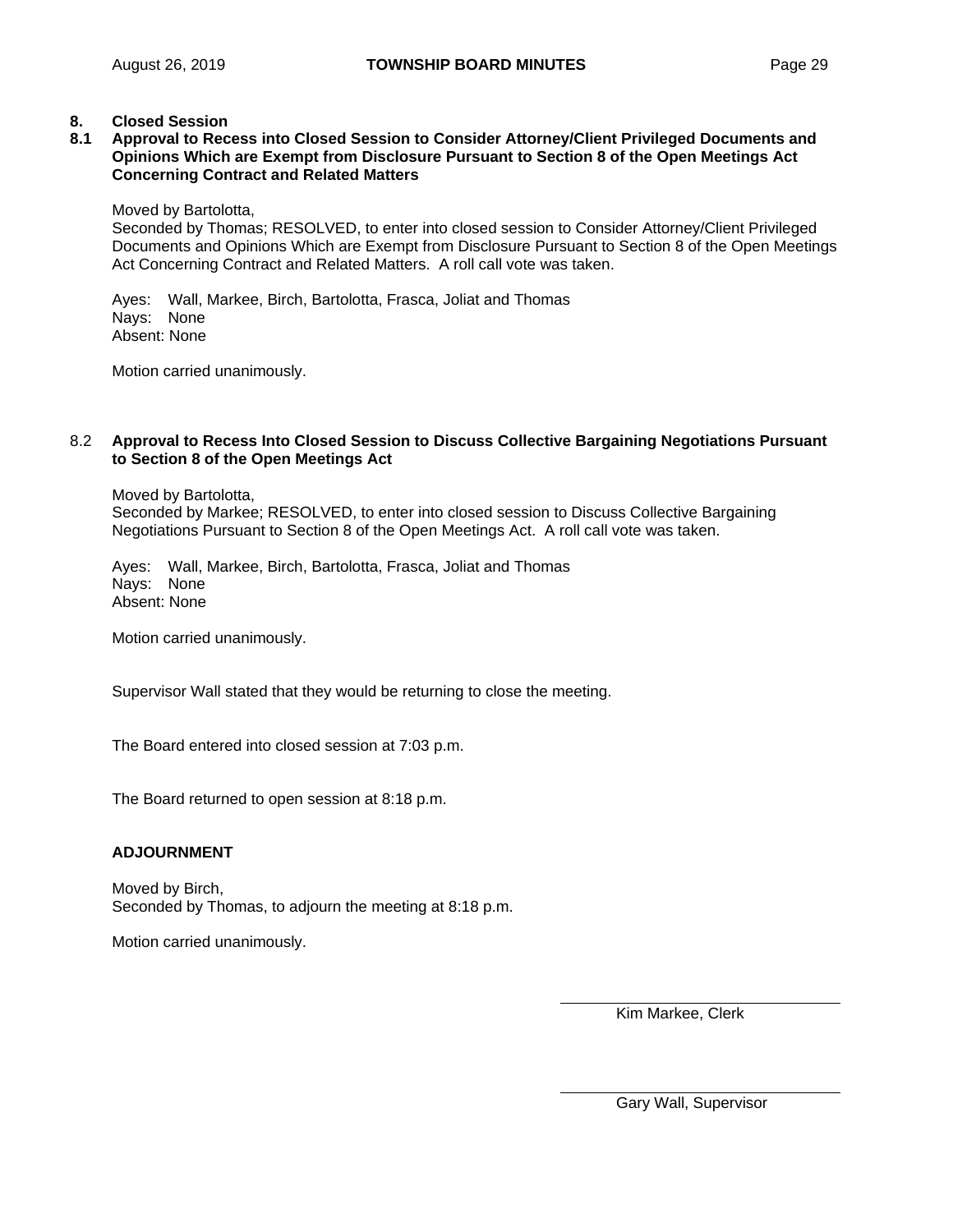## 8. Closed Session

### 8.1 Approval to Recess into Closed Session to Consider Attorney/Client Privileged Documents and Opinions Which are Exempt from Disclosure Pursuant to Section 8 of the Open Meetings Act Concerning Contract and Related Matters

Moved by Bartolotta,
Seconded by Thomas; RESOLVED, to enter into closed session to Consider Attorney/Client Privileged Documents and Opinions Which are Exempt from Disclosure Pursuant to Section 8 of the Open Meetings Act Concerning Contract and Related Matters. A roll call vote was taken.

Ayes: Wall, Markee, Birch, Bartolotta, Frasca, Joliat and Thomas
Nays: None
Absent: None

Motion carried unanimously.

### 8.2 Approval to Recess Into Closed Session to Discuss Collective Bargaining Negotiations Pursuant to Section 8 of the Open Meetings Act

Moved by Bartolotta,
Seconded by Markee; RESOLVED, to enter into closed session to Discuss Collective Bargaining Negotiations Pursuant to Section 8 of the Open Meetings Act. A roll call vote was taken.

Ayes: Wall, Markee, Birch, Bartolotta, Frasca, Joliat and Thomas
Nays: None
Absent: None

Motion carried unanimously.

Supervisor Wall stated that they would be returning to close the meeting.

The Board entered into closed session at 7:03 p.m.

The Board returned to open session at 8:18 p.m.

**ADJOURNMENT**

Moved by Birch,
Seconded by Thomas, to adjourn the meeting at 8:18 p.m.

Motion carried unanimously.

\_\_\_\_\_\_\_\_\_\_\_\_\_\_\_\_\_\_\_\_\_\_\_\_\_\_\_\_\_\_
Kim Markee, Clerk

\_\_\_\_\_\_\_\_\_\_\_\_\_\_\_\_\_\_\_\_\_\_\_\_\_\_\_\_\_\_
Gary Wall, Supervisor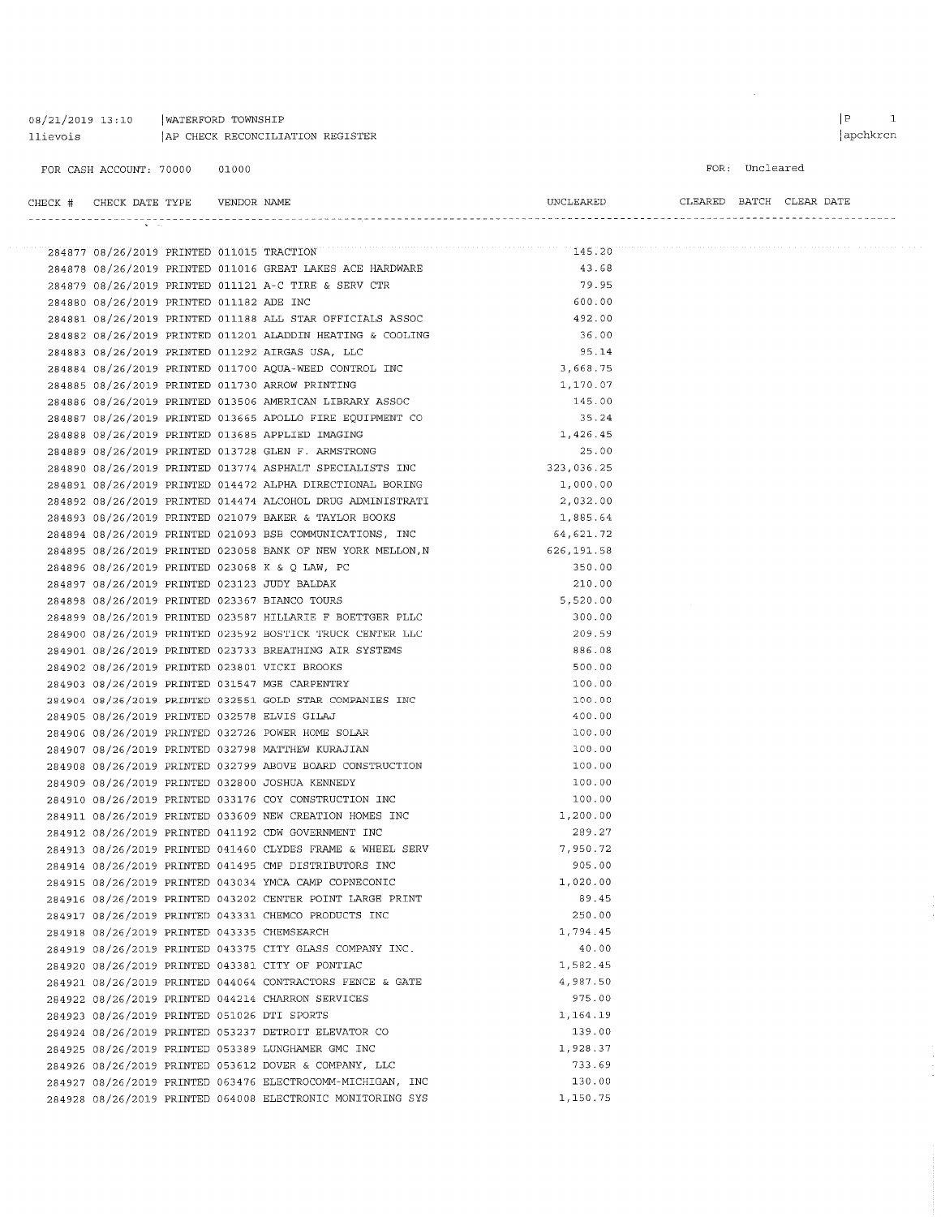08/21/2019 13:10 | WATERFORD TOWNSHIP
llievois | AP CHECK RECONCILIATION REGISTER

FOR CASH ACCOUNT: 70000 01000

FOR: Uncleared

| CHECK # | CHECK DATE | TYPE | VENDOR | NAME | UNCLEARED | CLEARED | BATCH | CLEAR DATE |
|---|---|---|---|---|---|---|---|---|
| 284877 | 08/26/2019 | PRINTED | 011015 | TRACTION | 145.20 | | | |
| 284878 | 08/26/2019 | PRINTED | 011016 | GREAT LAKES ACE HARDWARE | 43.68 | | | |
| 284879 | 08/26/2019 | PRINTED | 011121 | A-C TIRE & SERV CTR | 79.95 | | | |
| 284880 | 08/26/2019 | PRINTED | 011182 | ADE INC | 600.00 | | | |
| 284881 | 08/26/2019 | PRINTED | 011188 | ALL STAR OFFICIALS ASSOC | 492.00 | | | |
| 284882 | 08/26/2019 | PRINTED | 011201 | ALADDIN HEATING & COOLING | 36.00 | | | |
| 284883 | 08/26/2019 | PRINTED | 011292 | AIRGAS USA, LLC | 95.14 | | | |
| 284884 | 08/26/2019 | PRINTED | 011700 | AQUA-WEED CONTROL INC | 3,668.75 | | | |
| 284885 | 08/26/2019 | PRINTED | 011730 | ARROW PRINTING | 1,170.07 | | | |
| 284886 | 08/26/2019 | PRINTED | 013506 | AMERICAN LIBRARY ASSOC | 145.00 | | | |
| 284887 | 08/26/2019 | PRINTED | 013665 | APOLLO FIRE EQUIPMENT CO | 35.24 | | | |
| 284888 | 08/26/2019 | PRINTED | 013685 | APPLIED IMAGING | 1,426.45 | | | |
| 284889 | 08/26/2019 | PRINTED | 013728 | GLEN F. ARMSTRONG | 25.00 | | | |
| 284890 | 08/26/2019 | PRINTED | 013774 | ASPHALT SPECIALISTS INC | 323,036.25 | | | |
| 284891 | 08/26/2019 | PRINTED | 014472 | ALPHA DIRECTIONAL BORING | 1,000.00 | | | |
| 284892 | 08/26/2019 | PRINTED | 014474 | ALCOHOL DRUG ADMINISTRATI | 2,032.00 | | | |
| 284893 | 08/26/2019 | PRINTED | 021079 | BAKER & TAYLOR BOOKS | 1,885.64 | | | |
| 284894 | 08/26/2019 | PRINTED | 021093 | BSB COMMUNICATIONS, INC | 64,621.72 | | | |
| 284895 | 08/26/2019 | PRINTED | 023058 | BANK OF NEW YORK MELLON,N | 626,191.58 | | | |
| 284896 | 08/26/2019 | PRINTED | 023068 | K & Q LAW, PC | 350.00 | | | |
| 284897 | 08/26/2019 | PRINTED | 023123 | JUDY BALDAK | 210.00 | | | |
| 284898 | 08/26/2019 | PRINTED | 023367 | BIANCO TOURS | 5,520.00 | | | |
| 284899 | 08/26/2019 | PRINTED | 023587 | HILLARIE F BOETTGER PLLC | 300.00 | | | |
| 284900 | 08/26/2019 | PRINTED | 023592 | BOSTICK TRUCK CENTER LLC | 209.59 | | | |
| 284901 | 08/26/2019 | PRINTED | 023733 | BREATHING AIR SYSTEMS | 886.08 | | | |
| 284902 | 08/26/2019 | PRINTED | 023801 | VICKI BROOKS | 500.00 | | | |
| 284903 | 08/26/2019 | PRINTED | 031547 | MGE CARPENTRY | 100.00 | | | |
| 284904 | 08/26/2019 | PRINTED | 032551 | GOLD STAR COMPANIES INC | 100.00 | | | |
| 284905 | 08/26/2019 | PRINTED | 032578 | ELVIS GILAJ | 400.00 | | | |
| 284906 | 08/26/2019 | PRINTED | 032726 | POWER HOME SOLAR | 100.00 | | | |
| 284907 | 08/26/2019 | PRINTED | 032798 | MATTHEW KURAJIAN | 100.00 | | | |
| 284908 | 08/26/2019 | PRINTED | 032799 | ABOVE BOARD CONSTRUCTION | 100.00 | | | |
| 284909 | 08/26/2019 | PRINTED | 032800 | JOSHUA KENNEDY | 100.00 | | | |
| 284910 | 08/26/2019 | PRINTED | 033176 | COY CONSTRUCTION INC | 100.00 | | | |
| 284911 | 08/26/2019 | PRINTED | 033609 | NEW CREATION HOMES INC | 1,200.00 | | | |
| 284912 | 08/26/2019 | PRINTED | 041192 | CDW GOVERNMENT INC | 289.27 | | | |
| 284913 | 08/26/2019 | PRINTED | 041460 | CLYDES FRAME & WHEEL SERV | 7,950.72 | | | |
| 284914 | 08/26/2019 | PRINTED | 041495 | CMP DISTRIBUTORS INC | 905.00 | | | |
| 284915 | 08/26/2019 | PRINTED | 043034 | YMCA CAMP COPNECONIC | 1,020.00 | | | |
| 284916 | 08/26/2019 | PRINTED | 043202 | CENTER POINT LARGE PRINT | 89.45 | | | |
| 284917 | 08/26/2019 | PRINTED | 043331 | CHEMCO PRODUCTS INC | 250.00 | | | |
| 284918 | 08/26/2019 | PRINTED | 043335 | CHEMSEARCH | 1,794.45 | | | |
| 284919 | 08/26/2019 | PRINTED | 043375 | CITY GLASS COMPANY INC. | 40.00 | | | |
| 284920 | 08/26/2019 | PRINTED | 043381 | CITY OF PONTIAC | 1,582.45 | | | |
| 284921 | 08/26/2019 | PRINTED | 044064 | CONTRACTORS FENCE & GATE | 4,987.50 | | | |
| 284922 | 08/26/2019 | PRINTED | 044214 | CHARRON SERVICES | 975.00 | | | |
| 284923 | 08/26/2019 | PRINTED | 051026 | DTI SPORTS | 1,164.19 | | | |
| 284924 | 08/26/2019 | PRINTED | 053237 | DETROIT ELEVATOR CO | 139.00 | | | |
| 284925 | 08/26/2019 | PRINTED | 053389 | LUNGHAMER GMC INC | 1,928.37 | | | |
| 284926 | 08/26/2019 | PRINTED | 053612 | DOVER & COMPANY, LLC | 733.69 | | | |
| 284927 | 08/26/2019 | PRINTED | 063476 | ELECTROCOMM-MICHIGAN, INC | 130.00 | | | |
| 284928 | 08/26/2019 | PRINTED | 064008 | ELECTRONIC MONITORING SYS | 1,150.75 | | | |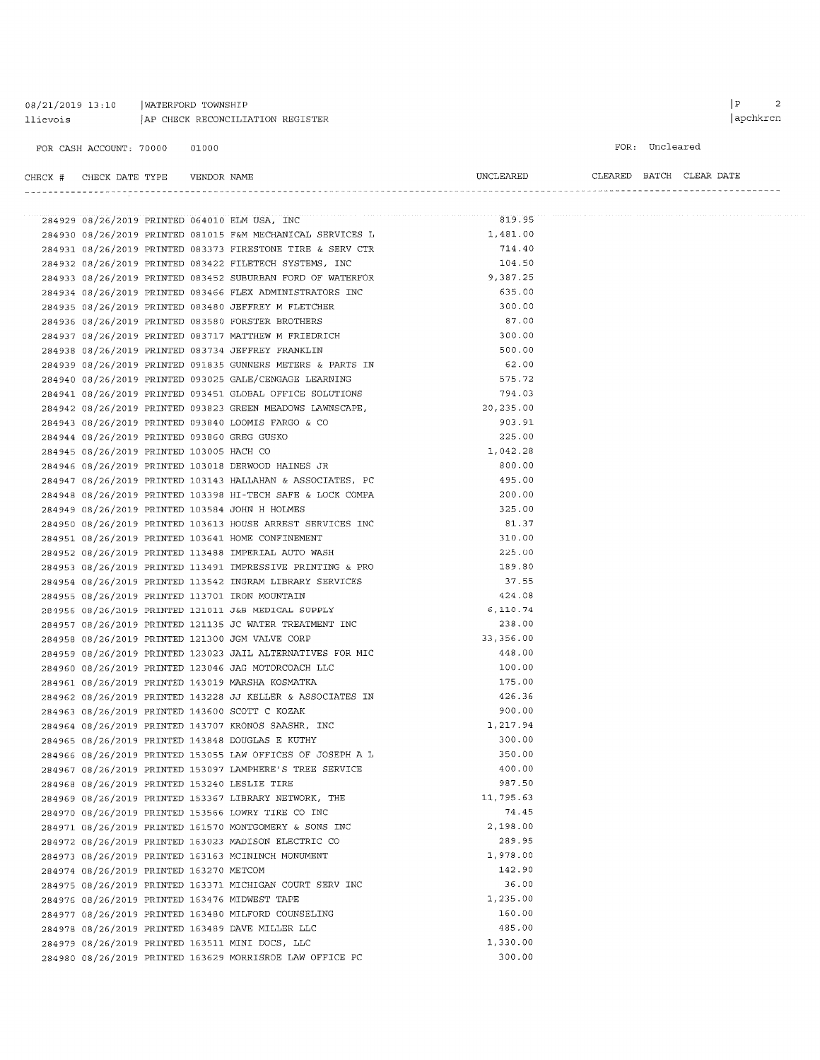08/21/2019 13:10 | WATERFORD TOWNSHIP
llievois | AP CHECK RECONCILIATION REGISTER

FOR CASH ACCOUNT: 70000 01000

FOR: Uncleared

| CHECK # | CHECK DATE | TYPE | VENDOR | NAME | UNCLEARED | CLEARED | BATCH | CLEAR DATE |
|---|---|---|---|---|---|---|---|---|
| 284929 | 08/26/2019 | PRINTED | 064010 | ELM USA, INC | 819.95 | | | |
| 284930 | 08/26/2019 | PRINTED | 081015 | F&M MECHANICAL SERVICES L | 1,481.00 | | | |
| 284931 | 08/26/2019 | PRINTED | 083373 | FIRESTONE TIRE & SERV CTR | 714.40 | | | |
| 284932 | 08/26/2019 | PRINTED | 083422 | FILETECH SYSTEMS, INC | 104.50 | | | |
| 284933 | 08/26/2019 | PRINTED | 083452 | SUBURBAN FORD OF WATERFOR | 9,387.25 | | | |
| 284934 | 08/26/2019 | PRINTED | 083466 | FLEX ADMINISTRATORS INC | 635.00 | | | |
| 284935 | 08/26/2019 | PRINTED | 083480 | JEFFREY M FLETCHER | 300.00 | | | |
| 284936 | 08/26/2019 | PRINTED | 083580 | FORSTER BROTHERS | 87.00 | | | |
| 284937 | 08/26/2019 | PRINTED | 083717 | MATTHEW M FRIEDRICH | 300.00 | | | |
| 284938 | 08/26/2019 | PRINTED | 083734 | JEFFREY FRANKLIN | 500.00 | | | |
| 284939 | 08/26/2019 | PRINTED | 091835 | GUNNERS METERS & PARTS IN | 62.00 | | | |
| 284940 | 08/26/2019 | PRINTED | 093025 | GALE/CENGAGE LEARNING | 575.72 | | | |
| 284941 | 08/26/2019 | PRINTED | 093451 | GLOBAL OFFICE SOLUTIONS | 794.03 | | | |
| 284942 | 08/26/2019 | PRINTED | 093823 | GREEN MEADOWS LAWNSCAPE, | 20,235.00 | | | |
| 284943 | 08/26/2019 | PRINTED | 093840 | LOOMIS FARGO & CO | 903.91 | | | |
| 284944 | 08/26/2019 | PRINTED | 093860 | GREG GUSKO | 225.00 | | | |
| 284945 | 08/26/2019 | PRINTED | 103005 | HACH CO | 1,042.28 | | | |
| 284946 | 08/26/2019 | PRINTED | 103018 | DERWOOD HAINES JR | 800.00 | | | |
| 284947 | 08/26/2019 | PRINTED | 103143 | HALLAHAN & ASSOCIATES, PC | 495.00 | | | |
| 284948 | 08/26/2019 | PRINTED | 103398 | HI-TECH SAFE & LOCK COMPA | 200.00 | | | |
| 284949 | 08/26/2019 | PRINTED | 103584 | JOHN H HOLMES | 325.00 | | | |
| 284950 | 08/26/2019 | PRINTED | 103613 | HOUSE ARREST SERVICES INC | 81.37 | | | |
| 284951 | 08/26/2019 | PRINTED | 103641 | HOME CONFINEMENT | 310.00 | | | |
| 284952 | 08/26/2019 | PRINTED | 113488 | IMPERIAL AUTO WASH | 225.00 | | | |
| 284953 | 08/26/2019 | PRINTED | 113491 | IMPRESSIVE PRINTING & PRO | 189.80 | | | |
| 284954 | 08/26/2019 | PRINTED | 113542 | INGRAM LIBRARY SERVICES | 37.55 | | | |
| 284955 | 08/26/2019 | PRINTED | 113701 | IRON MOUNTAIN | 424.08 | | | |
| 284956 | 08/26/2019 | PRINTED | 121011 | J&B MEDICAL SUPPLY | 6,110.74 | | | |
| 284957 | 08/26/2019 | PRINTED | 121135 | JC WATER TREATMENT INC | 238.00 | | | |
| 284958 | 08/26/2019 | PRINTED | 121300 | JGM VALVE CORP | 33,356.00 | | | |
| 284959 | 08/26/2019 | PRINTED | 123023 | JAIL ALTERNATIVES FOR MIC | 448.00 | | | |
| 284960 | 08/26/2019 | PRINTED | 123046 | JAG MOTORCOACH LLC | 100.00 | | | |
| 284961 | 08/26/2019 | PRINTED | 143019 | MARSHA KOSMATKA | 175.00 | | | |
| 284962 | 08/26/2019 | PRINTED | 143228 | JJ KELLER & ASSOCIATES IN | 426.36 | | | |
| 284963 | 08/26/2019 | PRINTED | 143600 | SCOTT C KOZAK | 900.00 | | | |
| 284964 | 08/26/2019 | PRINTED | 143707 | KRONOS SAASHR, INC | 1,217.94 | | | |
| 284965 | 08/26/2019 | PRINTED | 143848 | DOUGLAS E KUTHY | 300.00 | | | |
| 284966 | 08/26/2019 | PRINTED | 153055 | LAW OFFICES OF JOSEPH A L | 350.00 | | | |
| 284967 | 08/26/2019 | PRINTED | 153097 | LAMPHERE'S TREE SERVICE | 400.00 | | | |
| 284968 | 08/26/2019 | PRINTED | 153240 | LESLIE TIRE | 987.50 | | | |
| 284969 | 08/26/2019 | PRINTED | 153367 | LIBRARY NETWORK, THE | 11,795.63 | | | |
| 284970 | 08/26/2019 | PRINTED | 153566 | LOWRY TIRE CO INC | 74.45 | | | |
| 284971 | 08/26/2019 | PRINTED | 161570 | MONTGOMERY & SONS INC | 2,198.00 | | | |
| 284972 | 08/26/2019 | PRINTED | 163023 | MADISON ELECTRIC CO | 289.95 | | | |
| 284973 | 08/26/2019 | PRINTED | 163163 | MCININCH MONUMENT | 1,978.00 | | | |
| 284974 | 08/26/2019 | PRINTED | 163270 | METCOM | 142.90 | | | |
| 284975 | 08/26/2019 | PRINTED | 163371 | MICHIGAN COURT SERV INC | 36.00 | | | |
| 284976 | 08/26/2019 | PRINTED | 163476 | MIDWEST TAPE | 1,235.00 | | | |
| 284977 | 08/26/2019 | PRINTED | 163480 | MILFORD COUNSELING | 160.00 | | | |
| 284978 | 08/26/2019 | PRINTED | 163489 | DAVE MILLER LLC | 485.00 | | | |
| 284979 | 08/26/2019 | PRINTED | 163511 | MINI DOCS, LLC | 1,330.00 | | | |
| 284980 | 08/26/2019 | PRINTED | 163629 | MORRISROE LAW OFFICE PC | 300.00 | | | |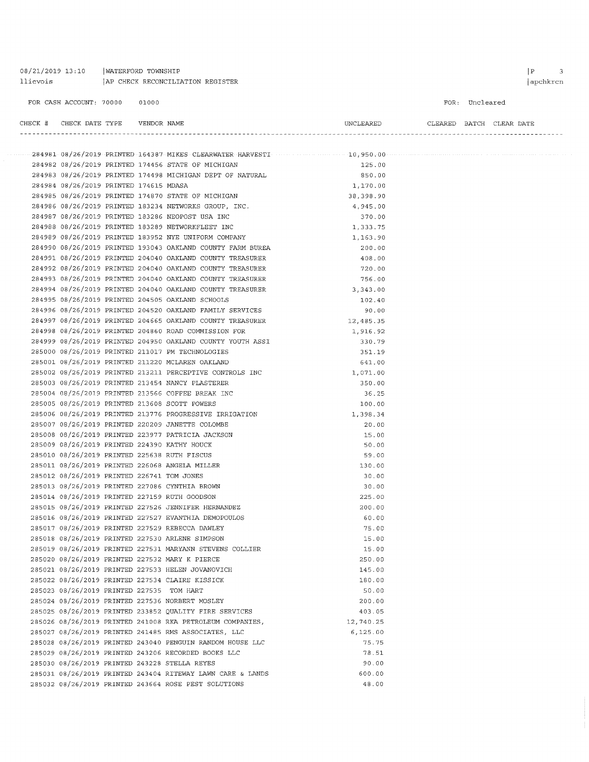08/21/2019 13:10 | WATERFORD TOWNSHIP
llievois | AP CHECK RECONCILIATION REGISTER

FOR CASH ACCOUNT: 70000 01000

FOR: Uncleared

| CHECK # | CHECK DATE | TYPE | VENDOR NAME | | UNCLEARED | CLEARED | BATCH | CLEAR DATE |
|---|---|---|---|---|---|---|---|---|
| 284981 | 08/26/2019 | PRINTED | 164387 | MIKES CLEARWATER HARVESTI | 10,950.00 | | | |
| 284982 | 08/26/2019 | PRINTED | 174456 | STATE OF MICHIGAN | 125.00 | | | |
| 284983 | 08/26/2019 | PRINTED | 174498 | MICHIGAN DEPT OF NATURAL | 850.00 | | | |
| 284984 | 08/26/2019 | PRINTED | 174615 | MDASA | 1,170.00 | | | |
| 284985 | 08/26/2019 | PRINTED | 174870 | STATE OF MICHIGAN | 38,398.90 | | | |
| 284986 | 08/26/2019 | PRINTED | 183234 | NETWORKS GROUP, INC. | 4,945.00 | | | |
| 284987 | 08/26/2019 | PRINTED | 183286 | NEOPOST USA INC | 370.00 | | | |
| 284988 | 08/26/2019 | PRINTED | 183289 | NETWORKFLEET INC | 1,333.75 | | | |
| 284989 | 08/26/2019 | PRINTED | 183952 | NYE UNIFORM COMPANY | 1,163.90 | | | |
| 284990 | 08/26/2019 | PRINTED | 193043 | OAKLAND COUNTY FARM BUREA | 200.00 | | | |
| 284991 | 08/26/2019 | PRINTED | 204040 | OAKLAND COUNTY TREASURER | 408.00 | | | |
| 284992 | 08/26/2019 | PRINTED | 204040 | OAKLAND COUNTY TREASURER | 720.00 | | | |
| 284993 | 08/26/2019 | PRINTED | 204040 | OAKLAND COUNTY TREASURER | 756.00 | | | |
| 284994 | 08/26/2019 | PRINTED | 204040 | OAKLAND COUNTY TREASURER | 3,343.00 | | | |
| 284995 | 08/26/2019 | PRINTED | 204505 | OAKLAND SCHOOLS | 102.40 | | | |
| 284996 | 08/26/2019 | PRINTED | 204520 | OAKLAND FAMILY SERVICES | 90.00 | | | |
| 284997 | 08/26/2019 | PRINTED | 204665 | OAKLAND COUNTY TREASURER | 12,485.35 | | | |
| 284998 | 08/26/2019 | PRINTED | 204860 | ROAD COMMISSION FOR | 1,916.92 | | | |
| 284999 | 08/26/2019 | PRINTED | 204950 | OAKLAND COUNTY YOUTH ASSI | 330.79 | | | |
| 285000 | 08/26/2019 | PRINTED | 211017 | PM TECHNOLOGIES | 351.19 | | | |
| 285001 | 08/26/2019 | PRINTED | 211220 | MCLAREN OAKLAND | 641.00 | | | |
| 285002 | 08/26/2019 | PRINTED | 213211 | PERCEPTIVE CONTROLS INC | 1,071.00 | | | |
| 285003 | 08/26/2019 | PRINTED | 213454 | NANCY PLASTERER | 350.00 | | | |
| 285004 | 08/26/2019 | PRINTED | 213566 | COFFEE BREAK INC | 36.25 | | | |
| 285005 | 08/26/2019 | PRINTED | 213608 | SCOTT POWERS | 100.00 | | | |
| 285006 | 08/26/2019 | PRINTED | 213776 | PROGRESSIVE IRRIGATION | 1,398.34 | | | |
| 285007 | 08/26/2019 | PRINTED | 220209 | JANETTE COLOMBE | 20.00 | | | |
| 285008 | 08/26/2019 | PRINTED | 223977 | PATRICIA JACKSON | 15.00 | | | |
| 285009 | 08/26/2019 | PRINTED | 224390 | KATHY HOUCK | 50.00 | | | |
| 285010 | 08/26/2019 | PRINTED | 225638 | RUTH FISCUS | 59.00 | | | |
| 285011 | 08/26/2019 | PRINTED | 226068 | ANGELA MILLER | 130.00 | | | |
| 285012 | 08/26/2019 | PRINTED | 226741 | TOM JONES | 30.00 | | | |
| 285013 | 08/26/2019 | PRINTED | 227086 | CYNTHIA BROWN | 30.00 | | | |
| 285014 | 08/26/2019 | PRINTED | 227159 | RUTH GOODSON | 225.00 | | | |
| 285015 | 08/26/2019 | PRINTED | 227526 | JENNIFER HERNANDEZ | 200.00 | | | |
| 285016 | 08/26/2019 | PRINTED | 227527 | EVANTHIA DEMOPOULOS | 60.00 | | | |
| 285017 | 08/26/2019 | PRINTED | 227529 | REBECCA DAWLEY | 75.00 | | | |
| 285018 | 08/26/2019 | PRINTED | 227530 | ARLENE SIMPSON | 15.00 | | | |
| 285019 | 08/26/2019 | PRINTED | 227531 | MARYANN STEVENS COLLIER | 15.00 | | | |
| 285020 | 08/26/2019 | PRINTED | 227532 | MARY K PIERCE | 250.00 | | | |
| 285021 | 08/26/2019 | PRINTED | 227533 | HELEN JOVANOVICH | 145.00 | | | |
| 285022 | 08/26/2019 | PRINTED | 227534 | CLAIRE KISSICK | 180.00 | | | |
| 285023 | 08/26/2019 | PRINTED | 227535 | TOM HART | 50.00 | | | |
| 285024 | 08/26/2019 | PRINTED | 227536 | NORBERT MOSLEY | 200.00 | | | |
| 285025 | 08/26/2019 | PRINTED | 233852 | QUALITY FIRE SERVICES | 403.05 | | | |
| 285026 | 08/26/2019 | PRINTED | 241008 | RKA PETROLEUM COMPANIES, | 12,740.25 | | | |
| 285027 | 08/26/2019 | PRINTED | 241485 | RMS ASSOCIATES, LLC | 6,125.00 | | | |
| 285028 | 08/26/2019 | PRINTED | 243040 | PENGUIN RANDOM HOUSE LLC | 75.75 | | | |
| 285029 | 08/26/2019 | PRINTED | 243206 | RECORDED BOOKS LLC | 78.51 | | | |
| 285030 | 08/26/2019 | PRINTED | 243228 | STELLA REYES | 90.00 | | | |
| 285031 | 08/26/2019 | PRINTED | 243404 | RITEWAY LAWN CARE & LANDS | 600.00 | | | |
| 285032 | 08/26/2019 | PRINTED | 243664 | ROSE PEST SOLUTIONS | 48.00 | | | |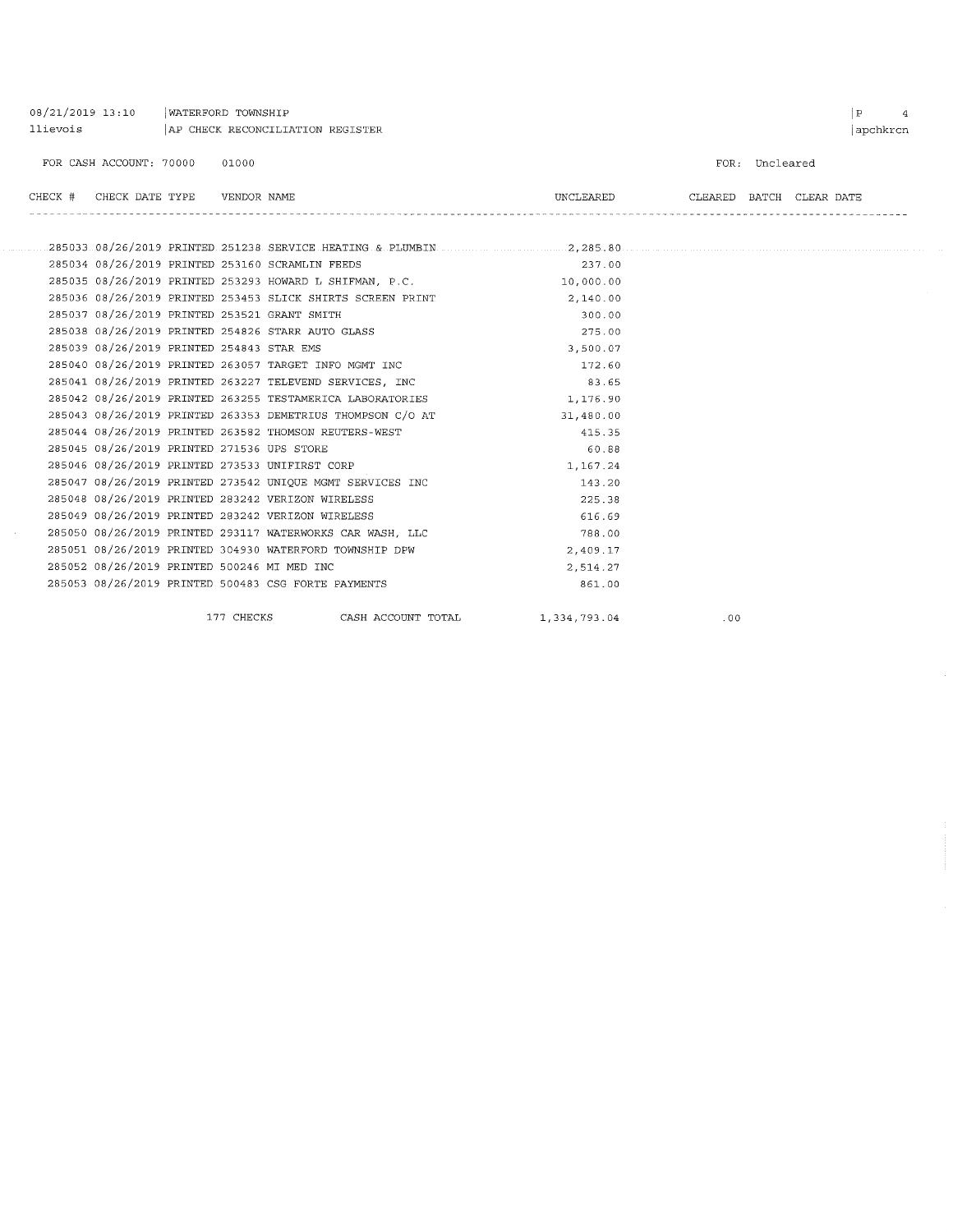08/21/2019 13:10 | WATERFORD TOWNSHIP
llievois | AP CHECK RECONCILIATION REGISTER

FOR CASH ACCOUNT: 70000 01000

FOR: Uncleared

| CHECK # | CHECK DATE | TYPE | VENDOR NAME | UNCLEARED | CLEARED | BATCH | CLEAR DATE |
|---|---|---|---|---|---|---|---|
| 285033 | 08/26/2019 | PRINTED | 251238 SERVICE HEATING & PLUMBIN | 2,285.80 | | | |
| 285034 | 08/26/2019 | PRINTED | 253160 SCRAMLIN FEEDS | 237.00 | | | |
| 285035 | 08/26/2019 | PRINTED | 253293 HOWARD L SHIFMAN, P.C. | 10,000.00 | | | |
| 285036 | 08/26/2019 | PRINTED | 253453 SLICK SHIRTS SCREEN PRINT | 2,140.00 | | | |
| 285037 | 08/26/2019 | PRINTED | 253521 GRANT SMITH | 300.00 | | | |
| 285038 | 08/26/2019 | PRINTED | 254826 STARR AUTO GLASS | 275.00 | | | |
| 285039 | 08/26/2019 | PRINTED | 254843 STAR EMS | 3,500.07 | | | |
| 285040 | 08/26/2019 | PRINTED | 263057 TARGET INFO MGMT INC | 172.60 | | | |
| 285041 | 08/26/2019 | PRINTED | 263227 TELEVEND SERVICES, INC | 83.65 | | | |
| 285042 | 08/26/2019 | PRINTED | 263255 TESTAMERICA LABORATORIES | 1,176.90 | | | |
| 285043 | 08/26/2019 | PRINTED | 263353 DEMETRIUS THOMPSON C/O AT | 31,480.00 | | | |
| 285044 | 08/26/2019 | PRINTED | 263582 THOMSON REUTERS-WEST | 415.35 | | | |
| 285045 | 08/26/2019 | PRINTED | 271536 UPS STORE | 60.88 | | | |
| 285046 | 08/26/2019 | PRINTED | 273533 UNIFIRST CORP | 1,167.24 | | | |
| 285047 | 08/26/2019 | PRINTED | 273542 UNIQUE MGMT SERVICES INC | 143.20 | | | |
| 285048 | 08/26/2019 | PRINTED | 283242 VERIZON WIRELESS | 225.38 | | | |
| 285049 | 08/26/2019 | PRINTED | 283242 VERIZON WIRELESS | 616.69 | | | |
| 285050 | 08/26/2019 | PRINTED | 293117 WATERWORKS CAR WASH, LLC | 788.00 | | | |
| 285051 | 08/26/2019 | PRINTED | 304930 WATERFORD TOWNSHIP DPW | 2,409.17 | | | |
| 285052 | 08/26/2019 | PRINTED | 500246 MI MED INC | 2,514.27 | | | |
| 285053 | 08/26/2019 | PRINTED | 500483 CSG FORTE PAYMENTS | 861.00 | | | |
| | | 177 CHECKS | CASH ACCOUNT TOTAL | 1,334,793.04 | .00 | | |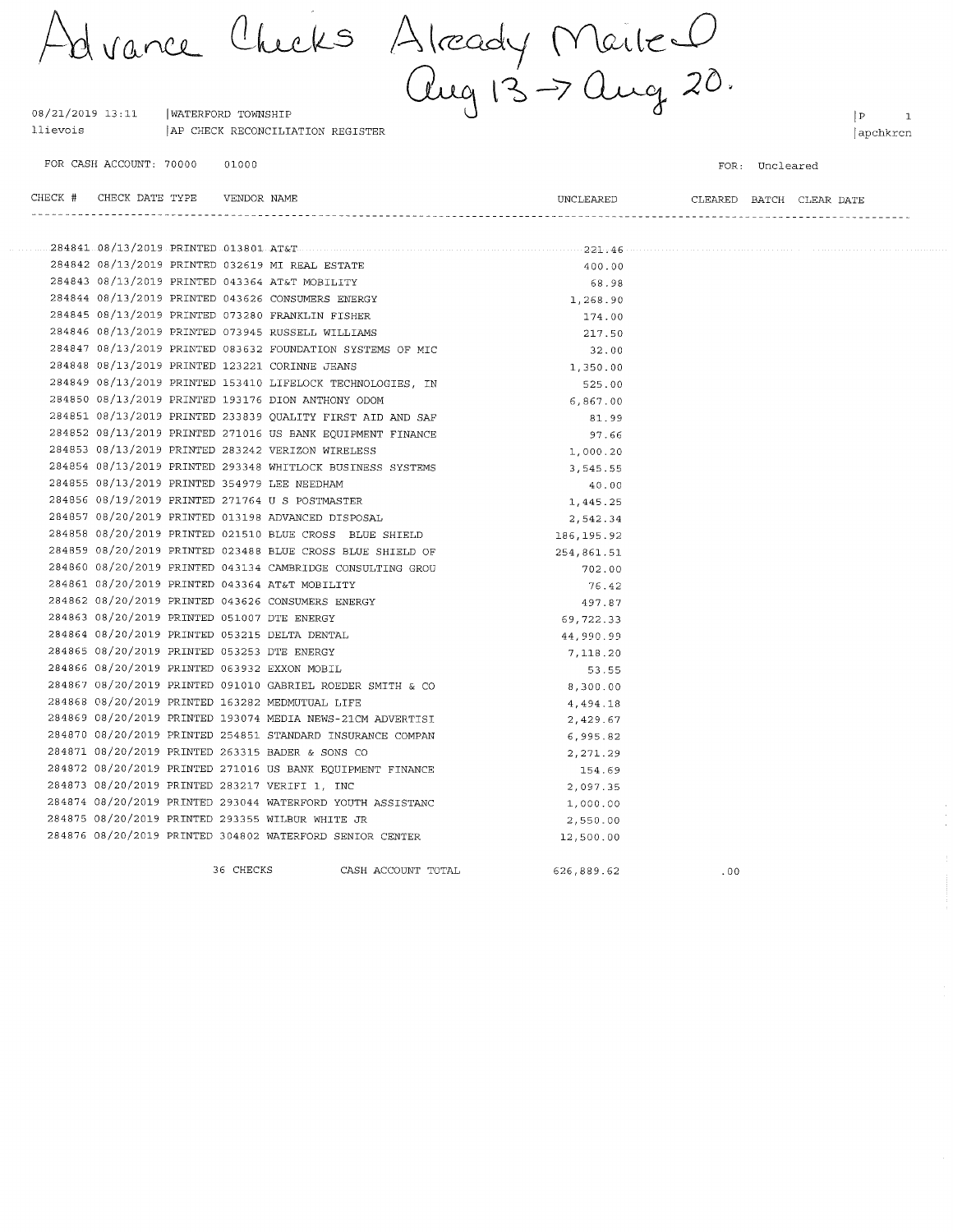Advance Checks Already Mailed
Aug 13 → Aug 20.

08/21/2019 13:11 | WATERFORD TOWNSHIP
llievois | AP CHECK RECONCILIATION REGISTER

FOR CASH ACCOUNT: 70000 01000

FOR: Uncleared

| CHECK # | CHECK DATE | TYPE | VENDOR | NAME | UNCLEARED | CLEARED | BATCH | CLEAR DATE |
|---|---|---|---|---|---|---|---|---|
| 284841 | 08/13/2019 | PRINTED | 013801 | AT&T | 221.46 | | | |
| 284842 | 08/13/2019 | PRINTED | 032619 | MI REAL ESTATE | 400.00 | | | |
| 284843 | 08/13/2019 | PRINTED | 043364 | AT&T MOBILITY | 68.98 | | | |
| 284844 | 08/13/2019 | PRINTED | 043626 | CONSUMERS ENERGY | 1,268.90 | | | |
| 284845 | 08/13/2019 | PRINTED | 073280 | FRANKLIN FISHER | 174.00 | | | |
| 284846 | 08/13/2019 | PRINTED | 073945 | RUSSELL WILLIAMS | 217.50 | | | |
| 284847 | 08/13/2019 | PRINTED | 083632 | FOUNDATION SYSTEMS OF MIC | 32.00 | | | |
| 284848 | 08/13/2019 | PRINTED | 123221 | CORINNE JEANS | 1,350.00 | | | |
| 284849 | 08/13/2019 | PRINTED | 153410 | LIFELOCK TECHNOLOGIES, IN | 525.00 | | | |
| 284850 | 08/13/2019 | PRINTED | 193176 | DION ANTHONY ODOM | 6,867.00 | | | |
| 284851 | 08/13/2019 | PRINTED | 233839 | QUALITY FIRST AID AND SAF | 81.99 | | | |
| 284852 | 08/13/2019 | PRINTED | 271016 | US BANK EQUIPMENT FINANCE | 97.66 | | | |
| 284853 | 08/13/2019 | PRINTED | 283242 | VERIZON WIRELESS | 1,000.20 | | | |
| 284854 | 08/13/2019 | PRINTED | 293348 | WHITLOCK BUSINESS SYSTEMS | 3,545.55 | | | |
| 284855 | 08/13/2019 | PRINTED | 354979 | LEE NEEDHAM | 40.00 | | | |
| 284856 | 08/19/2019 | PRINTED | 271764 | U S POSTMASTER | 1,445.25 | | | |
| 284857 | 08/20/2019 | PRINTED | 013198 | ADVANCED DISPOSAL | 2,542.34 | | | |
| 284858 | 08/20/2019 | PRINTED | 021510 | BLUE CROSS BLUE SHIELD | 186,195.92 | | | |
| 284859 | 08/20/2019 | PRINTED | 023488 | BLUE CROSS BLUE SHIELD OF | 254,861.51 | | | |
| 284860 | 08/20/2019 | PRINTED | 043134 | CAMBRIDGE CONSULTING GROU | 702.00 | | | |
| 284861 | 08/20/2019 | PRINTED | 043364 | AT&T MOBILITY | 76.42 | | | |
| 284862 | 08/20/2019 | PRINTED | 043626 | CONSUMERS ENERGY | 497.87 | | | |
| 284863 | 08/20/2019 | PRINTED | 051007 | DTE ENERGY | 69,722.33 | | | |
| 284864 | 08/20/2019 | PRINTED | 053215 | DELTA DENTAL | 44,990.99 | | | |
| 284865 | 08/20/2019 | PRINTED | 053253 | DTE ENERGY | 7,118.20 | | | |
| 284866 | 08/20/2019 | PRINTED | 063932 | EXXON MOBIL | 53.55 | | | |
| 284867 | 08/20/2019 | PRINTED | 091010 | GABRIEL ROEDER SMITH & CO | 8,300.00 | | | |
| 284868 | 08/20/2019 | PRINTED | 163282 | MEDMUTUAL LIFE | 4,494.18 | | | |
| 284869 | 08/20/2019 | PRINTED | 193074 | MEDIA NEWS-21CM ADVERTISI | 2,429.67 | | | |
| 284870 | 08/20/2019 | PRINTED | 254851 | STANDARD INSURANCE COMPAN | 6,995.82 | | | |
| 284871 | 08/20/2019 | PRINTED | 263315 | BADER & SONS CO | 2,271.29 | | | |
| 284872 | 08/20/2019 | PRINTED | 271016 | US BANK EQUIPMENT FINANCE | 154.69 | | | |
| 284873 | 08/20/2019 | PRINTED | 283217 | VERIFI 1, INC | 2,097.35 | | | |
| 284874 | 08/20/2019 | PRINTED | 293044 | WATERFORD YOUTH ASSISTANC | 1,000.00 | | | |
| 284875 | 08/20/2019 | PRINTED | 293355 | WILBUR WHITE JR | 2,550.00 | | | |
| 284876 | 08/20/2019 | PRINTED | 304802 | WATERFORD SENIOR CENTER | 12,500.00 | | | |
| | | 36 CHECKS | | CASH ACCOUNT TOTAL | 626,889.62 | .00 | | |